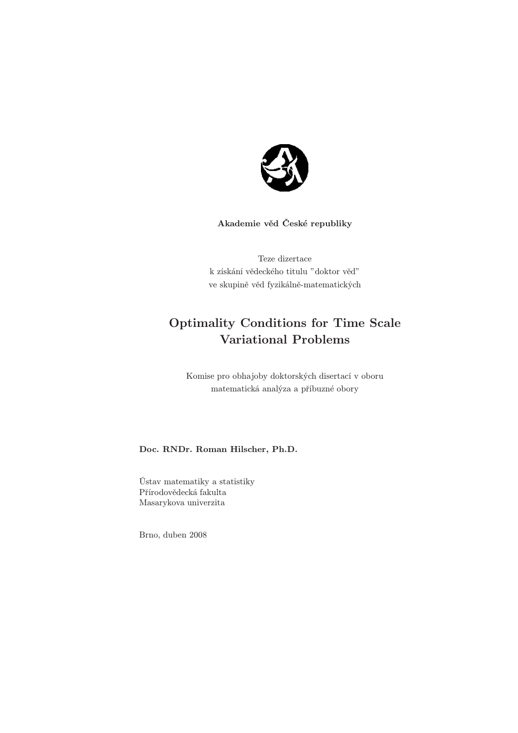**Akademie věd České republiky**

Teze dizertace
k získání vědeckého titulu "doktor věd"
ve skupině věd fyzikálně-matematických

# Optimality Conditions for Time Scale Variational Problems

Komise pro obhajoby doktorských disertací v oboru
matematická analýza a příbuzné obory

**Doc. RNDr. Roman Hilscher, Ph.D.**

Ústav matematiky a statistiky
Přírodovědecká fakulta
Masarykova univerzita

Brno, duben 2008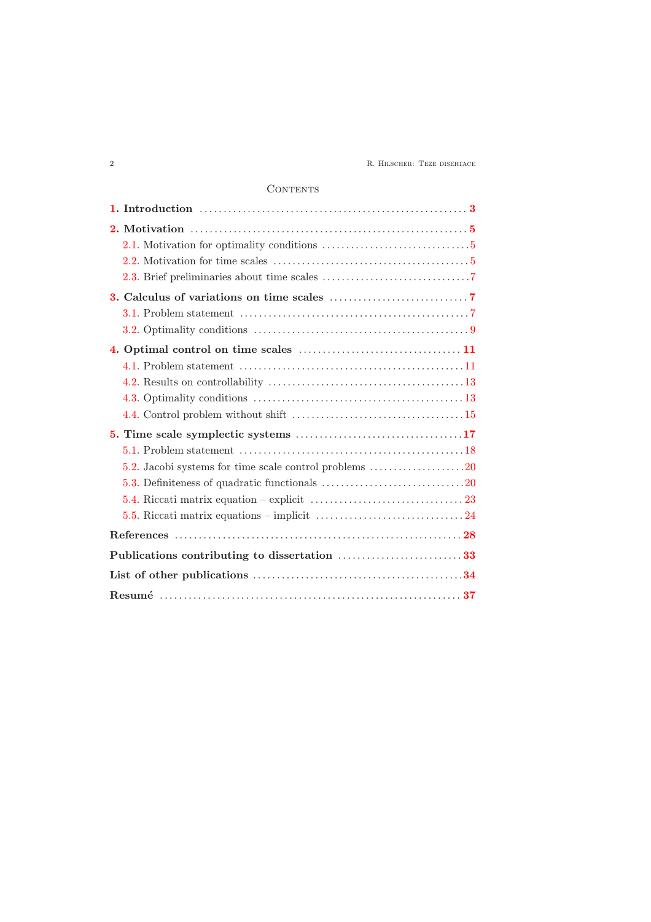## Contents

**1. Introduction** . . . . . . . . . . **3**

**2. Motivation** . . . . . . . . . . **5**

- 2.1. Motivation for optimality conditions . . . . . . . . . . 5
- 2.2. Motivation for time scales . . . . . . . . . . 5
- 2.3. Brief preliminaries about time scales . . . . . . . . . . 7

**3. Calculus of variations on time scales** . . . . . . . . . . **7**

- 3.1. Problem statement . . . . . . . . . . 7
- 3.2. Optimality conditions . . . . . . . . . . 9

**4. Optimal control on time scales** . . . . . . . . . . **11**

- 4.1. Problem statement . . . . . . . . . . 11
- 4.2. Results on controllability . . . . . . . . . . 13
- 4.3. Optimality conditions . . . . . . . . . . 13
- 4.4. Control problem without shift . . . . . . . . . . 15

**5. Time scale symplectic systems** . . . . . . . . . . **17**

- 5.1. Problem statement . . . . . . . . . . 18
- 5.2. Jacobi systems for time scale control problems . . . . . . . . . . 20
- 5.3. Definiteness of quadratic functionals . . . . . . . . . . 20
- 5.4. Riccati matrix equation – explicit . . . . . . . . . . 23
- 5.5. Riccati matrix equations – implicit . . . . . . . . . . 24

**References** . . . . . . . . . . **28**

**Publications contributing to dissertation** . . . . . . . . . . **33**

**List of other publications** . . . . . . . . . . **34**

**Resumé** . . . . . . . . . . **37**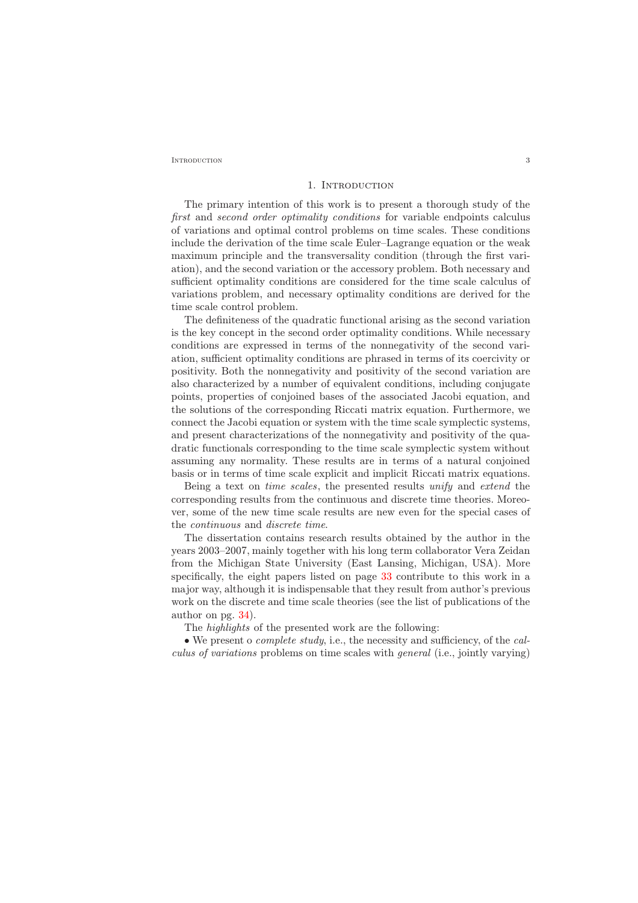## 1. Introduction

The primary intention of this work is to present a thorough study of the *first* and *second order optimality conditions* for variable endpoints calculus of variations and optimal control problems on time scales. These conditions include the derivation of the time scale Euler–Lagrange equation or the weak maximum principle and the transversality condition (through the first variation), and the second variation or the accessory problem. Both necessary and sufficient optimality conditions are considered for the time scale calculus of variations problem, and necessary optimality conditions are derived for the time scale control problem.

The definiteness of the quadratic functional arising as the second variation is the key concept in the second order optimality conditions. While necessary conditions are expressed in terms of the nonnegativity of the second variation, sufficient optimality conditions are phrased in terms of its coercivity or positivity. Both the nonnegativity and positivity of the second variation are also characterized by a number of equivalent conditions, including conjugate points, properties of conjoined bases of the associated Jacobi equation, and the solutions of the corresponding Riccati matrix equation. Furthermore, we connect the Jacobi equation or system with the time scale symplectic systems, and present characterizations of the nonnegativity and positivity of the quadratic functionals corresponding to the time scale symplectic system without assuming any normality. These results are in terms of a natural conjoined basis or in terms of time scale explicit and implicit Riccati matrix equations.

Being a text on *time scales*, the presented results *unify* and *extend* the corresponding results from the continuous and discrete time theories. Moreover, some of the new time scale results are new even for the special cases of the *continuous* and *discrete time*.

The dissertation contains research results obtained by the author in the years 2003–2007, mainly together with his long term collaborator Vera Zeidan from the Michigan State University (East Lansing, Michigan, USA). More specifically, the eight papers listed on page 33 contribute to this work in a major way, although it is indispensable that they result from author's previous work on the discrete and time scale theories (see the list of publications of the author on pg. 34).

The *highlights* of the presented work are the following:

• We present o *complete study*, i.e., the necessity and sufficiency, of the *calculus of variations* problems on time scales with *general* (i.e., jointly varying)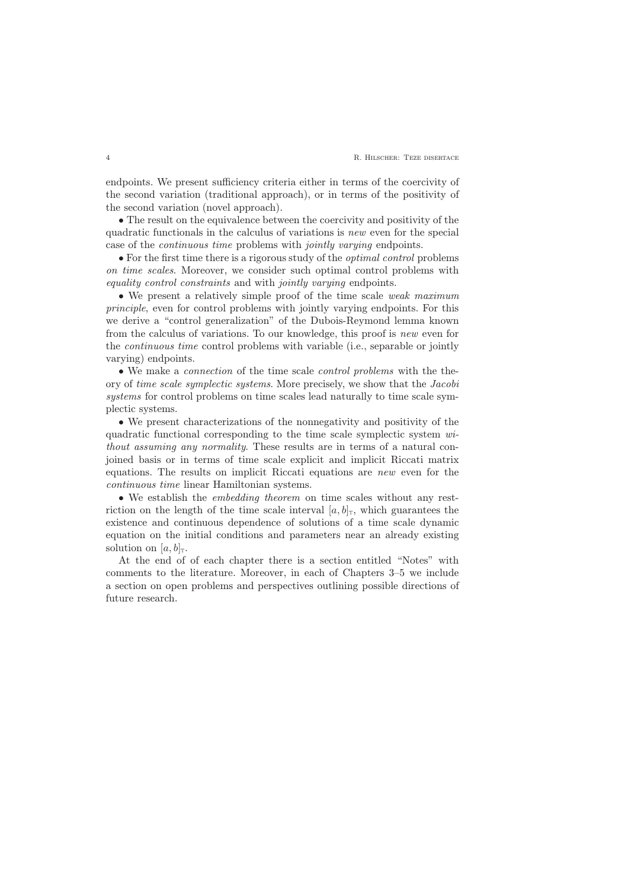endpoints. We present sufficiency criteria either in terms of the coercivity of the second variation (traditional approach), or in terms of the positivity of the second variation (novel approach).

• The result on the equivalence between the coercivity and positivity of the quadratic functionals in the calculus of variations is *new* even for the special case of the *continuous time* problems with *jointly varying* endpoints.

• For the first time there is a rigorous study of the *optimal control* problems *on time scales*. Moreover, we consider such optimal control problems with *equality control constraints* and with *jointly varying* endpoints.

• We present a relatively simple proof of the time scale *weak maximum principle*, even for control problems with jointly varying endpoints. For this we derive a "control generalization" of the Dubois-Reymond lemma known from the calculus of variations. To our knowledge, this proof is *new* even for the *continuous time* control problems with variable (i.e., separable or jointly varying) endpoints.

• We make a *connection* of the time scale *control problems* with the theory of *time scale symplectic systems*. More precisely, we show that the *Jacobi systems* for control problems on time scales lead naturally to time scale symplectic systems.

• We present characterizations of the nonnegativity and positivity of the quadratic functional corresponding to the time scale symplectic system *without assuming any normality*. These results are in terms of a natural conjoined basis or in terms of time scale explicit and implicit Riccati matrix equations. The results on implicit Riccati equations are *new* even for the *continuous time* linear Hamiltonian systems.

• We establish the *embedding theorem* on time scales without any restriction on the length of the time scale interval $[a, b]_{\mathbb{T}}$, which guarantees the existence and continuous dependence of solutions of a time scale dynamic equation on the initial conditions and parameters near an already existing solution on $[a, b]_{\mathbb{T}}$.

At the end of of each chapter there is a section entitled "Notes" with comments to the literature. Moreover, in each of Chapters 3–5 we include a section on open problems and perspectives outlining possible directions of future research.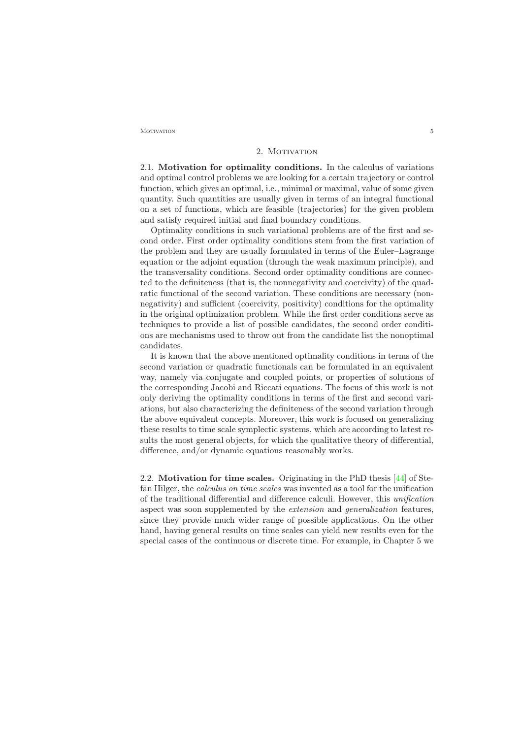## 2. Motivation

2.1. **Motivation for optimality conditions.** In the calculus of variations and optimal control problems we are looking for a certain trajectory or control function, which gives an optimal, i.e., minimal or maximal, value of some given quantity. Such quantities are usually given in terms of an integral functional on a set of functions, which are feasible (trajectories) for the given problem and satisfy required initial and final boundary conditions.

Optimality conditions in such variational problems are of the first and second order. First order optimality conditions stem from the first variation of the problem and they are usually formulated in terms of the Euler–Lagrange equation or the adjoint equation (through the weak maximum principle), and the transversality conditions. Second order optimality conditions are connected to the definiteness (that is, the nonnegativity and coercivity) of the quadratic functional of the second variation. These conditions are necessary (nonnegativity) and sufficient (coercivity, positivity) conditions for the optimality in the original optimization problem. While the first order conditions serve as techniques to provide a list of possible candidates, the second order conditions are mechanisms used to throw out from the candidate list the nonoptimal candidates.

It is known that the above mentioned optimality conditions in terms of the second variation or quadratic functionals can be formulated in an equivalent way, namely via conjugate and coupled points, or properties of solutions of the corresponding Jacobi and Riccati equations. The focus of this work is not only deriving the optimality conditions in terms of the first and second variations, but also characterizing the definiteness of the second variation through the above equivalent concepts. Moreover, this work is focused on generalizing these results to time scale symplectic systems, which are according to latest results the most general objects, for which the qualitative theory of differential, difference, and/or dynamic equations reasonably works.

2.2. **Motivation for time scales.** Originating in the PhD thesis [44] of Stefan Hilger, the *calculus on time scales* was invented as a tool for the unification of the traditional differential and difference calculi. However, this *unification* aspect was soon supplemented by the *extension* and *generalization* features, since they provide much wider range of possible applications. On the other hand, having general results on time scales can yield new results even for the special cases of the continuous or discrete time. For example, in Chapter 5 we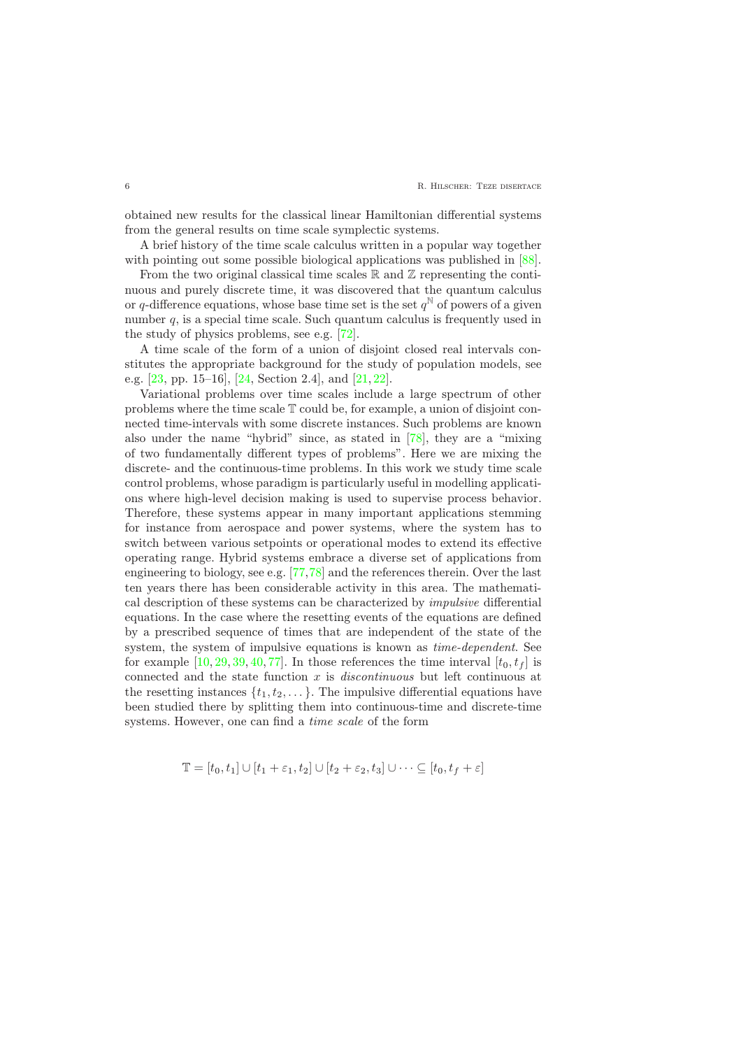obtained new results for the classical linear Hamiltonian differential systems from the general results on time scale symplectic systems.

A brief history of the time scale calculus written in a popular way together with pointing out some possible biological applications was published in [88].

From the two original classical time scales $\mathbb{R}$ and $\mathbb{Z}$ representing the continuous and purely discrete time, it was discovered that the quantum calculus or $q$-difference equations, whose base time set is the set $q^{\mathbb{N}}$ of powers of a given number $q$, is a special time scale. Such quantum calculus is frequently used in the study of physics problems, see e.g. [72].

A time scale of the form of a union of disjoint closed real intervals constitutes the appropriate background for the study of population models, see e.g. [23, pp. 15–16], [24, Section 2.4], and [21, 22].

Variational problems over time scales include a large spectrum of other problems where the time scale $\mathbb{T}$ could be, for example, a union of disjoint connected time-intervals with some discrete instances. Such problems are known also under the name "hybrid" since, as stated in [78], they are a "mixing of two fundamentally different types of problems". Here we are mixing the discrete- and the continuous-time problems. In this work we study time scale control problems, whose paradigm is particularly useful in modelling applications where high-level decision making is used to supervise process behavior. Therefore, these systems appear in many important applications stemming for instance from aerospace and power systems, where the system has to switch between various setpoints or operational modes to extend its effective operating range. Hybrid systems embrace a diverse set of applications from engineering to biology, see e.g. [77,78] and the references therein. Over the last ten years there has been considerable activity in this area. The mathematical description of these systems can be characterized by *impulsive* differential equations. In the case where the resetting events of the equations are defined by a prescribed sequence of times that are independent of the state of the system, the system of impulsive equations is known as *time-dependent*. See for example [10, 29, 39, 40, 77]. In those references the time interval $[t_0, t_f]$ is connected and the state function $x$ is *discontinuous* but left continuous at the resetting instances $\{t_1, t_2, \dots\}$. The impulsive differential equations have been studied there by splitting them into continuous-time and discrete-time systems. However, one can find a *time scale* of the form

$$\mathbb{T} = [t_0, t_1] \cup [t_1 + \varepsilon_1, t_2] \cup [t_2 + \varepsilon_2, t_3] \cup \cdots \subseteq [t_0, t_f + \varepsilon]$$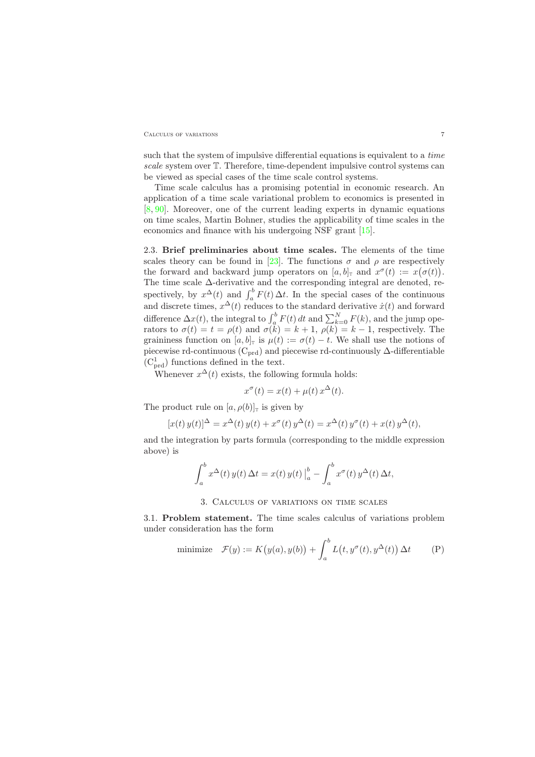such that the system of impulsive differential equations is equivalent to a *time scale* system over $\mathbb{T}$. Therefore, time-dependent impulsive control systems can be viewed as special cases of the time scale control systems.

Time scale calculus has a promising potential in economic research. An application of a time scale variational problem to economics is presented in [8, 90]. Moreover, one of the current leading experts in dynamic equations on time scales, Martin Bohner, studies the applicability of time scales in the economics and finance with his undergoing NSF grant [15].

2.3. **Brief preliminaries about time scales.** The elements of the time scales theory can be found in [23]. The functions $\sigma$ and $\rho$ are respectively the forward and backward jump operators on $[a,b]_{\mathbb{T}}$ and $x^{\sigma}(t) := x\big(\sigma(t)\big)$. The time scale $\Delta$-derivative and the corresponding integral are denoted, respectively, by $x^{\Delta}(t)$ and $\int_a^b F(t)\,\Delta t$. In the special cases of the continuous and discrete times, $x^{\Delta}(t)$ reduces to the standard derivative $\dot{x}(t)$ and forward difference $\Delta x(t)$, the integral to $\int_a^b F(t)\,dt$ and $\sum_{k=0}^{N} F(k)$, and the jump operators to $\sigma(t) = t = \rho(t)$ and $\sigma(k) = k+1$, $\rho(k) = k-1$, respectively. The graininess function on $[a,b]_{\mathbb{T}}$ is $\mu(t) := \sigma(t) - t$. We shall use the notions of piecewise rd-continuous ($\mathrm{C}_{\mathrm{prd}}$) and piecewise rd-continuously $\Delta$-differentiable ($\mathrm{C}^1_{\mathrm{prd}}$) functions defined in the text.

Whenever $x^{\Delta}(t)$ exists, the following formula holds:

$$x^{\sigma}(t) = x(t) + \mu(t)\, x^{\Delta}(t).$$

The product rule on $[a,\rho(b)]_{\mathbb{T}}$ is given by

$$[x(t)\, y(t)]^{\Delta} = x^{\Delta}(t)\, y(t) + x^{\sigma}(t)\, y^{\Delta}(t) = x^{\Delta}(t)\, y^{\sigma}(t) + x(t)\, y^{\Delta}(t),$$

and the integration by parts formula (corresponding to the middle expression above) is

$$\int_a^b x^{\Delta}(t)\, y(t)\, \Delta t = x(t)\, y(t)\,\big|_a^b - \int_a^b x^{\sigma}(t)\, y^{\Delta}(t)\, \Delta t,$$

## 3. Calculus of variations on time scales

3.1. **Problem statement.** The time scales calculus of variations problem under consideration has the form

$$\text{minimize} \quad \mathcal{F}(y) := K\big(y(a), y(b)\big) + \int_a^b L\big(t, y^{\sigma}(t), y^{\Delta}(t)\big)\, \Delta t \qquad \text{(P)}$$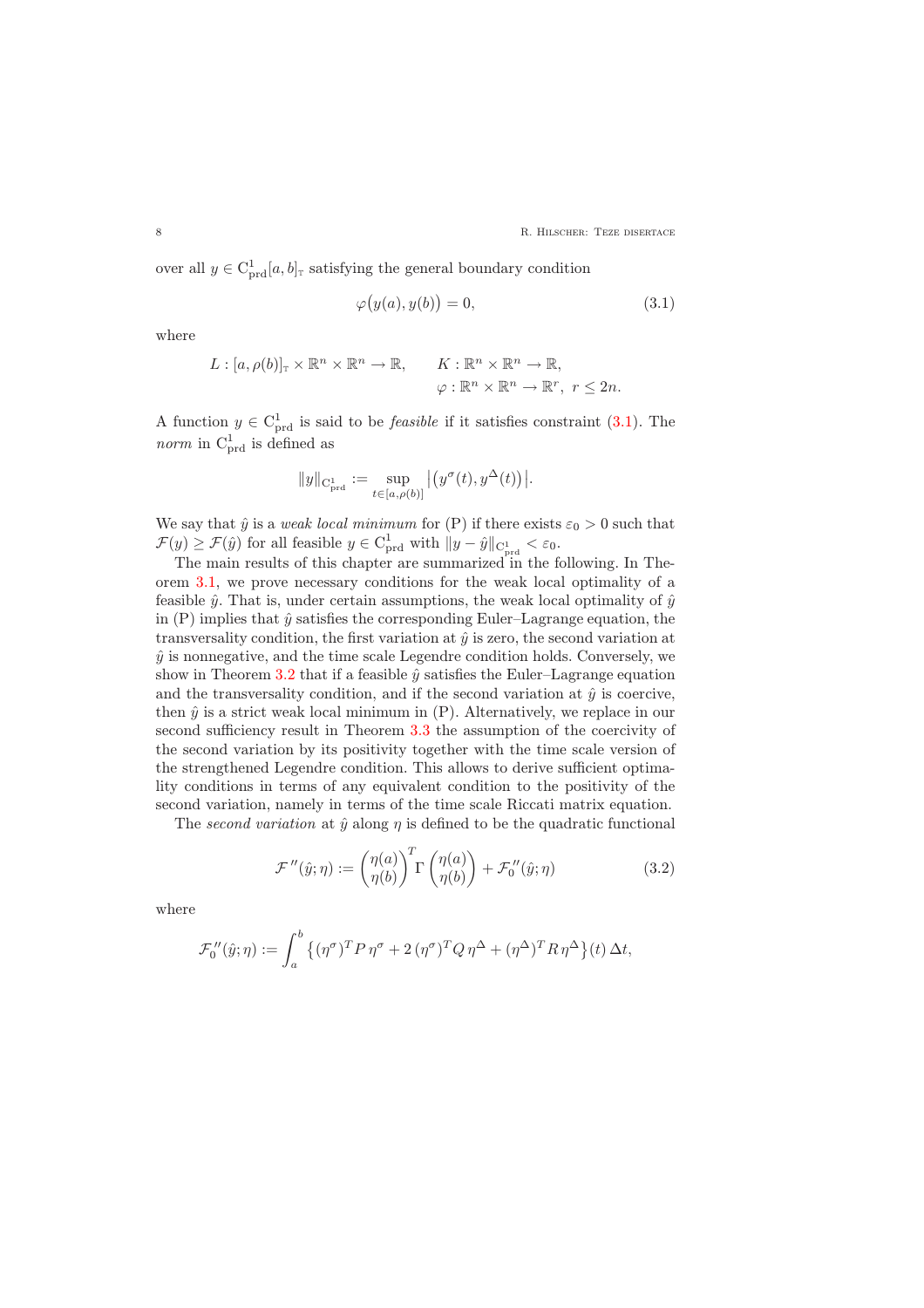over all $y \in \mathrm{C}^1_{\mathrm{prd}}[a,b]_{\scriptscriptstyle\mathbb{T}}$ satisfying the general boundary condition

$$\varphi\big(y(a), y(b)\big) = 0, \tag{3.1}$$

where

$$L : [a, \rho(b)]_{\scriptscriptstyle\mathbb{T}} \times \mathbb{R}^n \times \mathbb{R}^n \to \mathbb{R}, \qquad K : \mathbb{R}^n \times \mathbb{R}^n \to \mathbb{R},$$
$$\varphi : \mathbb{R}^n \times \mathbb{R}^n \to \mathbb{R}^r, \ r \le 2n.$$

A function $y \in \mathrm{C}^1_{\mathrm{prd}}$ is said to be *feasible* if it satisfies constraint (3.1). The *norm* in $\mathrm{C}^1_{\mathrm{prd}}$ is defined as

$$\|y\|_{\mathrm{C}^1_{\mathrm{prd}}} := \sup_{t \in [a, \rho(b)]} \big|\big(y^\sigma(t), y^\Delta(t)\big)\big|.$$

We say that $\hat{y}$ is a *weak local minimum* for (P) if there exists $\varepsilon_0 > 0$ such that $\mathcal{F}(y) \ge \mathcal{F}(\hat{y})$ for all feasible $y \in \mathrm{C}^1_{\mathrm{prd}}$ with $\|y - \hat{y}\|_{\mathrm{C}^1_{\mathrm{prd}}} < \varepsilon_0$.

The main results of this chapter are summarized in the following. In Theorem 3.1, we prove necessary conditions for the weak local optimality of a feasible $\hat{y}$. That is, under certain assumptions, the weak local optimality of $\hat{y}$ in (P) implies that $\hat{y}$ satisfies the corresponding Euler–Lagrange equation, the transversality condition, the first variation at $\hat{y}$ is zero, the second variation at $\hat{y}$ is nonnegative, and the time scale Legendre condition holds. Conversely, we show in Theorem 3.2 that if a feasible $\hat{y}$ satisfies the Euler–Lagrange equation and the transversality condition, and if the second variation at $\hat{y}$ is coercive, then $\hat{y}$ is a strict weak local minimum in (P). Alternatively, we replace in our second sufficiency result in Theorem 3.3 the assumption of the coercivity of the second variation by its positivity together with the time scale version of the strengthened Legendre condition. This allows to derive sufficient optimality conditions in terms of any equivalent condition to the positivity of the second variation, namely in terms of the time scale Riccati matrix equation.

The *second variation* at $\hat{y}$ along $\eta$ is defined to be the quadratic functional

$$\mathcal{F}''(\hat{y}; \eta) := \begin{pmatrix} \eta(a) \\ \eta(b) \end{pmatrix}^T \Gamma \begin{pmatrix} \eta(a) \\ \eta(b) \end{pmatrix} + \mathcal{F}_0''(\hat{y}; \eta) \tag{3.2}$$

where

$$\mathcal{F}_0''(\hat{y}; \eta) := \int_a^b \big\{ (\eta^\sigma)^T P \, \eta^\sigma + 2\, (\eta^\sigma)^T Q \, \eta^\Delta + (\eta^\Delta)^T R \, \eta^\Delta \big\}(t) \, \Delta t,$$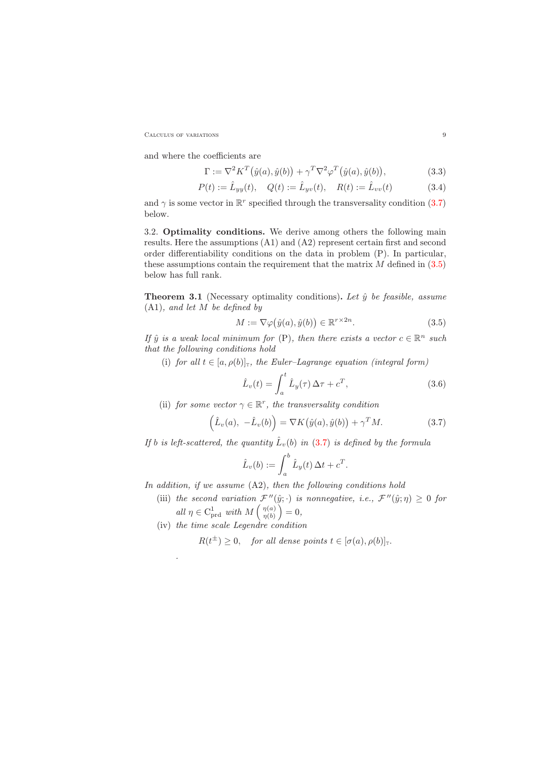and where the coefficients are

$$\Gamma := \nabla^2 K^T\big(\hat{y}(a), \hat{y}(b)\big) + \gamma^T \nabla^2 \varphi^T\big(\hat{y}(a), \hat{y}(b)\big), \tag{3.3}$$

$$P(t) := \hat{L}_{yy}(t), \quad Q(t) := \hat{L}_{yv}(t), \quad R(t) := \hat{L}_{vv}(t) \tag{3.4}$$

and $\gamma$ is some vector in $\mathbb{R}^r$ specified through the transversality condition (3.7) below.

**3.2. Optimality conditions.** We derive among others the following main results. Here the assumptions (A1) and (A2) represent certain first and second order differentiability conditions on the data in problem (P). In particular, these assumptions contain the requirement that the matrix $M$ defined in (3.5) below has full rank.

**Theorem 3.1** (Necessary optimality conditions)**.** *Let $\hat{y}$ be feasible, assume* (A1)*, and let $M$ be defined by*

$$M := \nabla\varphi\big(\hat{y}(a), \hat{y}(b)\big) \in \mathbb{R}^{r\times 2n}. \tag{3.5}$$

*If $\hat{y}$ is a weak local minimum for* (P)*, then there exists a vector $c \in \mathbb{R}^n$ such that the following conditions hold*

(i) *for all $t \in [a, \rho(b)]_{\mathbb{T}}$, the Euler–Lagrange equation (integral form)*

$$\hat{L}_v(t) = \int_a^t \hat{L}_y(\tau)\,\Delta\tau + c^T, \tag{3.6}$$

(ii) *for some vector $\gamma \in \mathbb{R}^r$, the transversality condition*

$$\Big(\hat{L}_v(a),\ -\hat{L}_v(b)\Big) = \nabla K\big(\hat{y}(a), \hat{y}(b)\big) + \gamma^T M. \tag{3.7}$$

*If $b$ is left-scattered, the quantity $\hat{L}_v(b)$ in* (3.7) *is defined by the formula*

$$\hat{L}_v(b) := \int_a^b \hat{L}_y(t)\,\Delta t + c^T.$$

*In addition, if we assume* (A2)*, then the following conditions hold*

(iii) *the second variation $\mathcal{F}''(\hat{y};\cdot)$ is nonnegative, i.e., $\mathcal{F}''(\hat{y};\eta) \geq 0$ for all $\eta \in \mathrm{C}^1_{\mathrm{prd}}$ with $M\left(\begin{smallmatrix}\eta(a)\\ \eta(b)\end{smallmatrix}\right) = 0$,*

(iv) *the time scale Legendre condition*

$$R(t^{\pm}) \geq 0, \quad \text{for all dense points } t \in [\sigma(a), \rho(b)]_{\mathbb{T}}.$$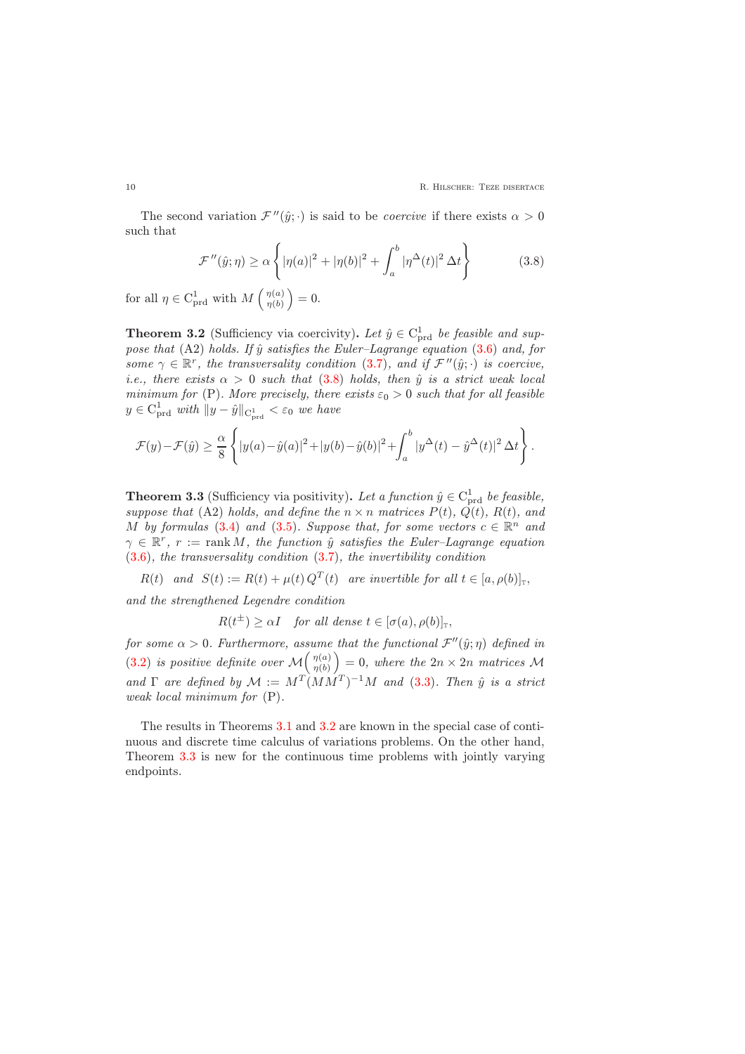The second variation $\mathcal{F}''(\hat{y};\cdot)$ is said to be *coercive* if there exists $\alpha > 0$ such that

$$\mathcal{F}''(\hat{y};\eta) \geq \alpha \left\{ |\eta(a)|^2 + |\eta(b)|^2 + \int_a^b |\eta^\Delta(t)|^2 \, \Delta t \right\} \tag{3.8}$$

for all $\eta \in \mathrm{C}^1_{\mathrm{prd}}$ with $M \begin{pmatrix} \eta(a) \\ \eta(b) \end{pmatrix} = 0$.

**Theorem 3.2** (Sufficiency via coercivity)**.** *Let $\hat{y} \in \mathrm{C}^1_{\mathrm{prd}}$ be feasible and suppose that* (A2) *holds. If $\hat{y}$ satisfies the Euler–Lagrange equation* (3.6) *and, for some $\gamma \in \mathbb{R}^r$, the transversality condition* (3.7)*, and if $\mathcal{F}''(\hat{y};\cdot)$ is coercive, i.e., there exists $\alpha > 0$ such that* (3.8) *holds, then $\hat{y}$ is a strict weak local minimum for* (P)*. More precisely, there exists $\varepsilon_0 > 0$ such that for all feasible $y \in \mathrm{C}^1_{\mathrm{prd}}$ with $\|y - \hat{y}\|_{\mathrm{C}^1_{\mathrm{prd}}} < \varepsilon_0$ we have*

$$\mathcal{F}(y) - \mathcal{F}(\hat{y}) \geq \frac{\alpha}{8} \left\{ |y(a) - \hat{y}(a)|^2 + |y(b) - \hat{y}(b)|^2 + \int_a^b |y^\Delta(t) - \hat{y}^\Delta(t)|^2 \, \Delta t \right\}.$$

**Theorem 3.3** (Sufficiency via positivity)**.** *Let a function $\hat{y} \in \mathrm{C}^1_{\mathrm{prd}}$ be feasible, suppose that* (A2) *holds, and define the $n \times n$ matrices $P(t)$, $Q(t)$, $R(t)$, and $M$ by formulas* (3.4) *and* (3.5)*. Suppose that, for some vectors $c \in \mathbb{R}^n$ and $\gamma \in \mathbb{R}^r$, $r := \operatorname{rank} M$, the function $\hat{y}$ satisfies the Euler–Lagrange equation* (3.6)*, the transversality condition* (3.7)*, the invertibility condition*

$$R(t) \quad \text{and} \quad S(t) := R(t) + \mu(t)\, Q^T(t) \quad \text{are invertible for all } t \in [a, \rho(b)]_{\mathbb{T}},$$

*and the strengthened Legendre condition*

$$R(t^{\pm}) \geq \alpha I \quad \text{for all dense } t \in [\sigma(a), \rho(b)]_{\mathbb{T}},$$

*for some $\alpha > 0$. Furthermore, assume that the functional $\mathcal{F}''(\hat{y};\eta)$ defined in* (3.2) *is positive definite over $\mathcal{M}\begin{pmatrix} \eta(a) \\ \eta(b) \end{pmatrix} = 0$, where the $2n \times 2n$ matrices $\mathcal{M}$ and $\Gamma$ are defined by $\mathcal{M} := M^T (M M^T)^{-1} M$ and* (3.3)*. Then $\hat{y}$ is a strict weak local minimum for* (P)*.*

The results in Theorems 3.1 and 3.2 are known in the special case of continuous and discrete time calculus of variations problems. On the other hand, Theorem 3.3 is new for the continuous time problems with jointly varying endpoints.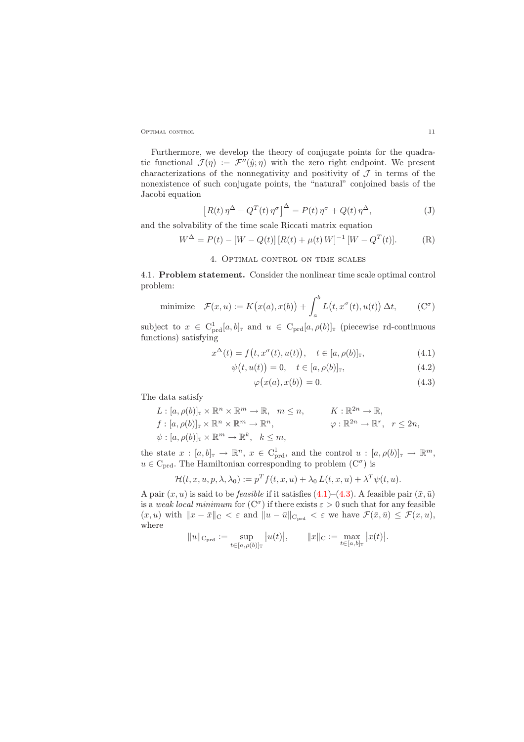Furthermore, we develop the theory of conjugate points for the quadratic functional $\mathcal{J}(\eta) := \mathcal{F}''(\hat{y};\eta)$ with the zero right endpoint. We present characterizations of the nonnegativity and positivity of $\mathcal{J}$ in terms of the nonexistence of such conjugate points, the "natural" conjoined basis of the Jacobi equation

$$\left[R(t)\,\eta^{\Delta} + Q^{T}(t)\,\eta^{\sigma}\right]^{\Delta} = P(t)\,\eta^{\sigma} + Q(t)\,\eta^{\Delta}, \tag{J}$$

and the solvability of the time scale Riccati matrix equation

$$W^{\Delta} = P(t) - [W - Q(t)]\,[R(t) + \mu(t)\,W]^{-1}\,[W - Q^{T}(t)]. \tag{R}$$

## 4. Optimal control on time scales

4.1. **Problem statement.** Consider the nonlinear time scale optimal control problem:

$$\text{minimize}\quad \mathcal{F}(x,u) := K\big(x(a), x(b)\big) + \int_a^b L\big(t, x^{\sigma}(t), u(t)\big)\,\Delta t, \tag{$\mathrm{C}^{\sigma}$}$$

subject to $x \in \mathrm{C}^1_{\mathrm{prd}}[a,b]_{\mathbb{T}}$ and $u \in \mathrm{C}_{\mathrm{prd}}[a,\rho(b)]_{\mathbb{T}}$ (piecewise rd-continuous functions) satisfying

$$x^{\Delta}(t) = f\big(t, x^{\sigma}(t), u(t)\big), \quad t \in [a,\rho(b)]_{\mathbb{T}}, \tag{4.1}$$

$$\psi\big(t, u(t)\big) = 0, \quad t \in [a,\rho(b)]_{\mathbb{T}}, \tag{4.2}$$

$$\varphi\big(x(a), x(b)\big) = 0. \tag{4.3}$$

The data satisfy

$$L : [a,\rho(b)]_{\mathbb{T}} \times \mathbb{R}^n \times \mathbb{R}^m \to \mathbb{R}, \quad m \le n, \qquad K : \mathbb{R}^{2n} \to \mathbb{R},$$

$$f : [a,\rho(b)]_{\mathbb{T}} \times \mathbb{R}^n \times \mathbb{R}^m \to \mathbb{R}^n, \qquad \varphi : \mathbb{R}^{2n} \to \mathbb{R}^r, \quad r \le 2n,$$

$$\psi : [a,\rho(b)]_{\mathbb{T}} \times \mathbb{R}^m \to \mathbb{R}^k, \quad k \le m,$$

the state $x : [a,b]_{\mathbb{T}} \to \mathbb{R}^n$, $x \in \mathrm{C}^1_{\mathrm{prd}}$, and the control $u : [a,\rho(b)]_{\mathbb{T}} \to \mathbb{R}^m$, $u \in \mathrm{C}_{\mathrm{prd}}$. The Hamiltonian corresponding to problem ($\mathrm{C}^{\sigma}$) is

$$\mathcal{H}(t,x,u,p,\lambda,\lambda_0) := p^T f(t,x,u) + \lambda_0\, L(t,x,u) + \lambda^T \psi(t,u).$$

A pair $(x,u)$ is said to be *feasible* if it satisfies (4.1)–(4.3). A feasible pair $(\bar{x},\bar{u})$ is a *weak local minimum* for ($\mathrm{C}^{\sigma}$) if there exists $\varepsilon > 0$ such that for any feasible $(x,u)$ with $\|x - \bar{x}\|_{\mathrm{C}} < \varepsilon$ and $\|u - \bar{u}\|_{\mathrm{C}_{\mathrm{prd}}} < \varepsilon$ we have $\mathcal{F}(\bar{x},\bar{u}) \le \mathcal{F}(x,u)$, where

$$\|u\|_{\mathrm{C}_{\mathrm{prd}}} := \sup_{t \in [a,\rho(b)]_{\mathbb{T}}} \big|u(t)\big|, \qquad \|x\|_{\mathrm{C}} := \max_{t \in [a,b]_{\mathbb{T}}} \big|x(t)\big|.$$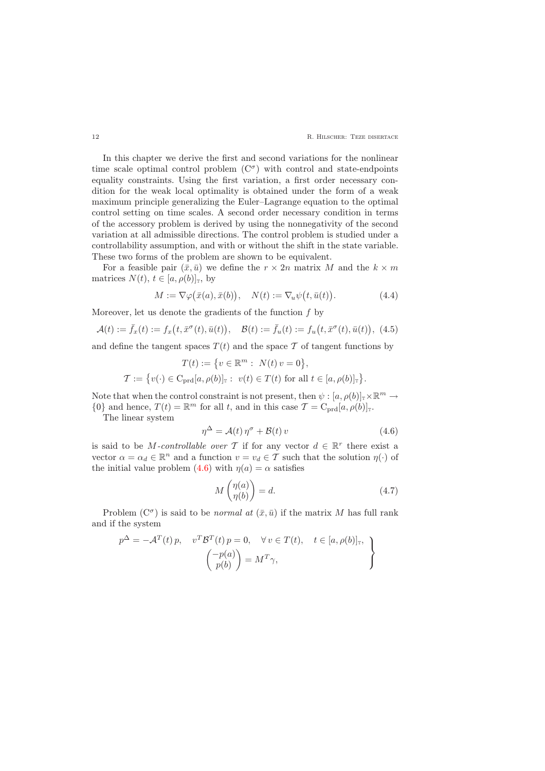In this chapter we derive the first and second variations for the nonlinear time scale optimal control problem ($\mathrm{C}^\sigma$) with control and state-endpoints equality constraints. Using the first variation, a first order necessary condition for the weak local optimality is obtained under the form of a weak maximum principle generalizing the Euler–Lagrange equation to the optimal control setting on time scales. A second order necessary condition in terms of the accessory problem is derived by using the nonnegativity of the second variation at all admissible directions. The control problem is studied under a controllability assumption, and with or without the shift in the state variable. These two forms of the problem are shown to be equivalent.

For a feasible pair $(\bar{x}, \bar{u})$ we define the $r \times 2n$ matrix $M$ and the $k \times m$ matrices $N(t)$, $t \in [a, \rho(b)]_{\mathbb{T}}$, by

$$M := \nabla\varphi\big(\bar{x}(a), \bar{x}(b)\big), \quad N(t) := \nabla_u \psi\big(t, \bar{u}(t)\big). \tag{4.4}$$

Moreover, let us denote the gradients of the function $f$ by

$$\mathcal{A}(t) := \bar{f}_x(t) := f_x\big(t, \bar{x}^\sigma(t), \bar{u}(t)\big), \quad \mathcal{B}(t) := \bar{f}_u(t) := f_u\big(t, \bar{x}^\sigma(t), \bar{u}(t)\big), \tag{4.5}$$

and define the tangent spaces $T(t)$ and the space $\mathcal{T}$ of tangent functions by

$$T(t) := \big\{v \in \mathbb{R}^m : \ N(t)\, v = 0\big\},$$

$$\mathcal{T} := \big\{v(\cdot) \in \mathrm{C}_{\mathrm{prd}}[a, \rho(b)]_{\mathbb{T}} : \ v(t) \in T(t) \text{ for all } t \in [a, \rho(b)]_{\mathbb{T}}\big\}.$$

Note that when the control constraint is not present, then $\psi : [a, \rho(b)]_{\mathbb{T}} \times \mathbb{R}^m \to \{0\}$ and hence, $T(t) = \mathbb{R}^m$ for all $t$, and in this case $\mathcal{T} = \mathrm{C}_{\mathrm{prd}}[a, \rho(b)]_{\mathbb{T}}$.

The linear system

$$\eta^\Delta = \mathcal{A}(t)\, \eta^\sigma + \mathcal{B}(t)\, v \tag{4.6}$$

is said to be *$M$-controllable over $\mathcal{T}$* if for any vector $d \in \mathbb{R}^r$ there exist a vector $\alpha = \alpha_d \in \mathbb{R}^n$ and a function $v = v_d \in \mathcal{T}$ such that the solution $\eta(\cdot)$ of the initial value problem (4.6) with $\eta(a) = \alpha$ satisfies

$$M \begin{pmatrix} \eta(a) \\ \eta(b) \end{pmatrix} = d. \tag{4.7}$$

Problem ($\mathrm{C}^\sigma$) is said to be *normal at* $(\bar{x}, \bar{u})$ if the matrix $M$ has full rank and if the system

$$\left.\begin{aligned} p^\Delta = -\mathcal{A}^T(t)\, p, \quad v^T \mathcal{B}^T(t)\, p = 0, \quad \forall\, v \in T(t), \quad t \in [a, \rho(b)]_{\mathbb{T}}, \\ \begin{pmatrix} -p(a) \\ p(b) \end{pmatrix} = M^T \gamma, \end{aligned}\right\}$$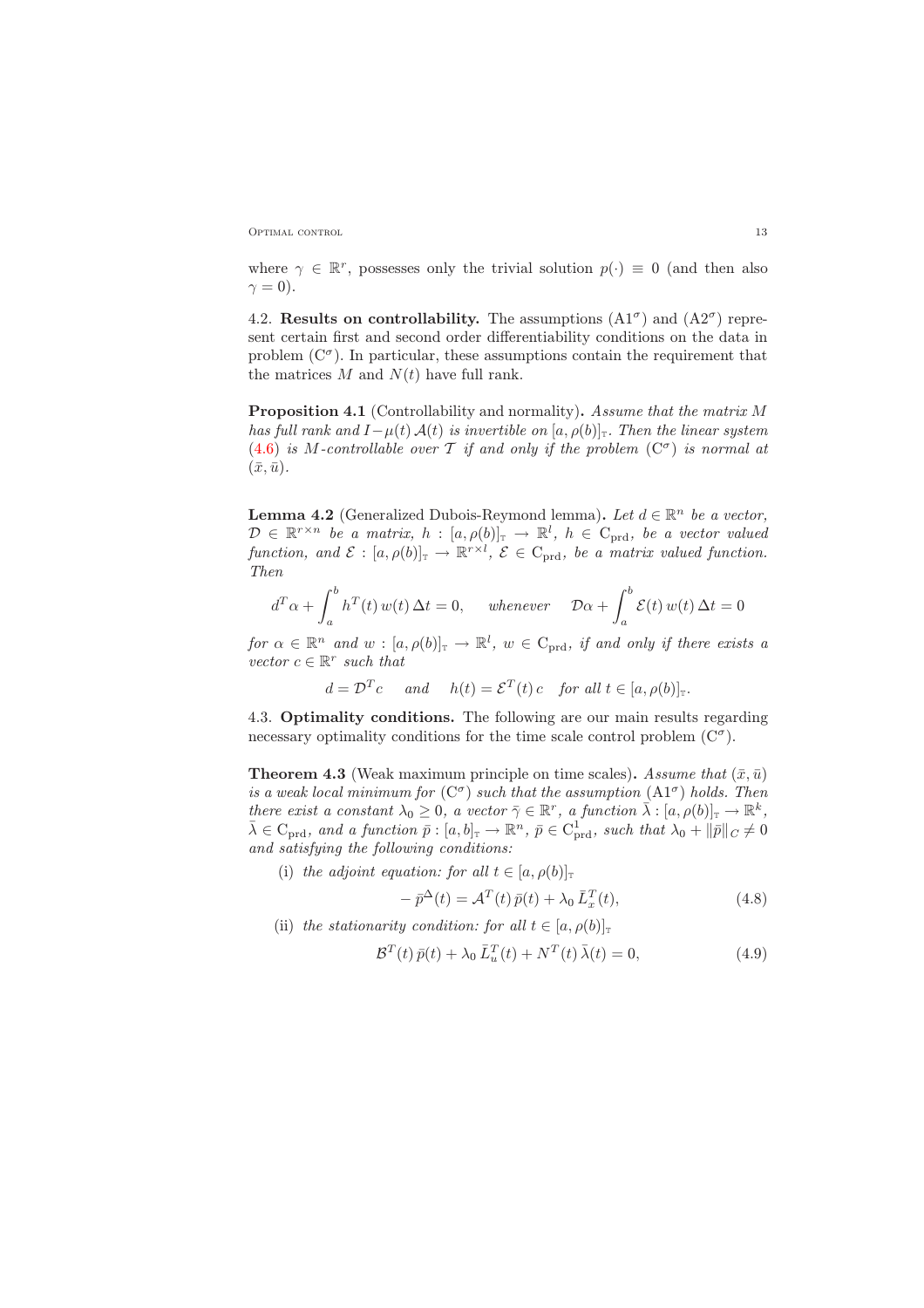where $\gamma \in \mathbb{R}^r$, possesses only the trivial solution $p(\cdot) \equiv 0$ (and then also $\gamma = 0$).

4.2. **Results on controllability.** The assumptions $(\mathrm{A1}^\sigma)$ and $(\mathrm{A2}^\sigma)$ represent certain first and second order differentiability conditions on the data in problem $(\mathrm{C}^\sigma)$. In particular, these assumptions contain the requirement that the matrices $M$ and $N(t)$ have full rank.

**Proposition 4.1** (Controllability and normality)**.** *Assume that the matrix $M$ has full rank and $I - \mu(t)\,\mathcal{A}(t)$ is invertible on $[a, \rho(b)]_{\mathbb{T}}$. Then the linear system (4.6) is $M$-controllable over $\mathcal{T}$ if and only if the problem $(\mathrm{C}^\sigma)$ is normal at $(\bar{x}, \bar{u})$.*

**Lemma 4.2** (Generalized Dubois-Reymond lemma)**.** *Let $d \in \mathbb{R}^n$ be a vector, $\mathcal{D} \in \mathbb{R}^{r \times n}$ be a matrix, $h : [a, \rho(b)]_{\mathbb{T}} \to \mathbb{R}^l$, $h \in \mathrm{C}_{\mathrm{prd}}$, be a vector valued function, and $\mathcal{E} : [a, \rho(b)]_{\mathbb{T}} \to \mathbb{R}^{r \times l}$, $\mathcal{E} \in \mathrm{C}_{\mathrm{prd}}$, be a matrix valued function. Then*

$$d^T \alpha + \int_a^b h^T(t)\, w(t)\, \Delta t = 0, \qquad \textit{whenever} \qquad \mathcal{D}\alpha + \int_a^b \mathcal{E}(t)\, w(t)\, \Delta t = 0$$

*for $\alpha \in \mathbb{R}^n$ and $w : [a, \rho(b)]_{\mathbb{T}} \to \mathbb{R}^l$, $w \in \mathrm{C}_{\mathrm{prd}}$, if and only if there exists a vector $c \in \mathbb{R}^r$ such that*

$$d = \mathcal{D}^T c \quad \textit{and} \quad h(t) = \mathcal{E}^T(t)\, c \quad \textit{for all } t \in [a, \rho(b)]_{\mathbb{T}}.$$

4.3. **Optimality conditions.** The following are our main results regarding necessary optimality conditions for the time scale control problem $(\mathrm{C}^\sigma)$.

**Theorem 4.3** (Weak maximum principle on time scales)**.** *Assume that $(\bar{x}, \bar{u})$ is a weak local minimum for $(\mathrm{C}^\sigma)$ such that the assumption $(\mathrm{A1}^\sigma)$ holds. Then there exist a constant $\lambda_0 \geq 0$, a vector $\bar{\gamma} \in \mathbb{R}^r$, a function $\bar{\lambda} : [a, \rho(b)]_{\mathbb{T}} \to \mathbb{R}^k$, $\bar{\lambda} \in \mathrm{C}_{\mathrm{prd}}$, and a function $\bar{p} : [a, b]_{\mathbb{T}} \to \mathbb{R}^n$, $\bar{p} \in \mathrm{C}^1_{\mathrm{prd}}$, such that $\lambda_0 + \|\bar{p}\|_C \neq 0$ and satisfying the following conditions:*

(i) *the adjoint equation: for all $t \in [a, \rho(b)]_{\mathbb{T}}$*

$$-\,\bar{p}^\Delta(t) = \mathcal{A}^T(t)\, \bar{p}(t) + \lambda_0\, \bar{L}_x^T(t), \tag{4.8}$$

(ii) *the stationarity condition: for all $t \in [a, \rho(b)]_{\mathbb{T}}$*

$$\mathcal{B}^T(t)\, \bar{p}(t) + \lambda_0\, \bar{L}_u^T(t) + N^T(t)\, \bar{\lambda}(t) = 0, \tag{4.9}$$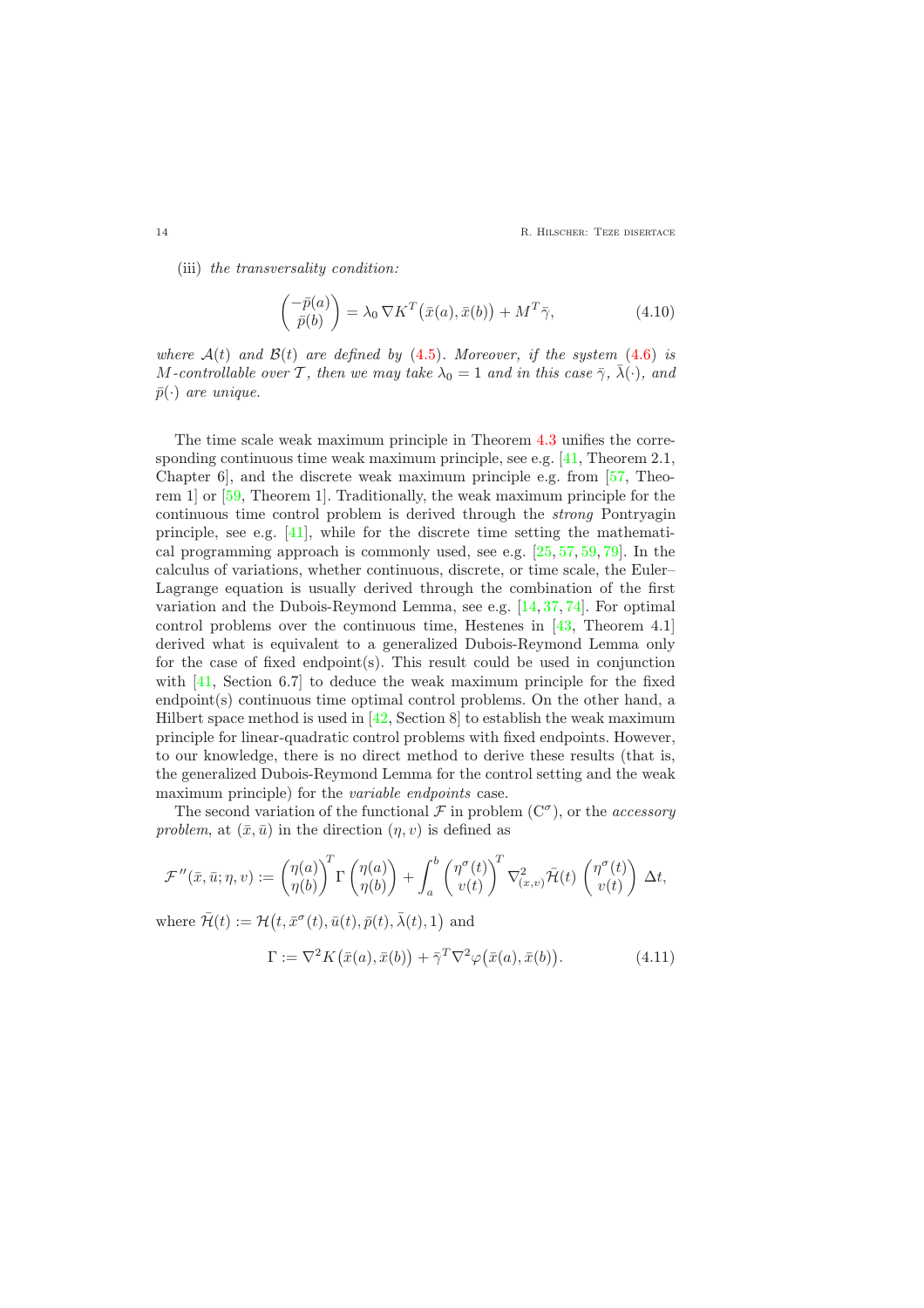(iii) *the transversality condition:*

$$\begin{pmatrix} -\bar{p}(a) \\ \bar{p}(b) \end{pmatrix} = \lambda_0 \, \nabla K^T\big(\bar{x}(a), \bar{x}(b)\big) + M^T \bar{\gamma}, \tag{4.10}$$

*where $\mathcal{A}(t)$ and $\mathcal{B}(t)$ are defined by (4.5). Moreover, if the system (4.6) is $M$-controllable over $\mathcal{T}$, then we may take $\lambda_0 = 1$ and in this case $\bar{\gamma}$, $\bar{\lambda}(\cdot)$, and $\bar{p}(\cdot)$ are unique.*

The time scale weak maximum principle in Theorem 4.3 unifies the corresponding continuous time weak maximum principle, see e.g. [41, Theorem 2.1, Chapter 6], and the discrete weak maximum principle e.g. from [57, Theorem 1] or [59, Theorem 1]. Traditionally, the weak maximum principle for the continuous time control problem is derived through the *strong* Pontryagin principle, see e.g. [41], while for the discrete time setting the mathematical programming approach is commonly used, see e.g. [25, 57, 59, 79]. In the calculus of variations, whether continuous, discrete, or time scale, the Euler–Lagrange equation is usually derived through the combination of the first variation and the Dubois-Reymond Lemma, see e.g. [14, 37, 74]. For optimal control problems over the continuous time, Hestenes in [43, Theorem 4.1] derived what is equivalent to a generalized Dubois-Reymond Lemma only for the case of fixed endpoint(s). This result could be used in conjunction with [41, Section 6.7] to deduce the weak maximum principle for the fixed endpoint(s) continuous time optimal control problems. On the other hand, a Hilbert space method is used in [42, Section 8] to establish the weak maximum principle for linear-quadratic control problems with fixed endpoints. However, to our knowledge, there is no direct method to derive these results (that is, the generalized Dubois-Reymond Lemma for the control setting and the weak maximum principle) for the *variable endpoints* case.

The second variation of the functional $\mathcal{F}$ in problem ($\mathrm{C}^\sigma$), or the *accessory problem*, at $(\bar{x}, \bar{u})$ in the direction $(\eta, v)$ is defined as

$$\mathcal{F}''(\bar{x}, \bar{u}; \eta, v) := \begin{pmatrix} \eta(a) \\ \eta(b) \end{pmatrix}^T \Gamma \begin{pmatrix} \eta(a) \\ \eta(b) \end{pmatrix} + \int_a^b \begin{pmatrix} \eta^\sigma(t) \\ v(t) \end{pmatrix}^T \nabla^2_{(x,v)} \bar{\mathcal{H}}(t) \begin{pmatrix} \eta^\sigma(t) \\ v(t) \end{pmatrix} \Delta t,$$

where $\bar{\mathcal{H}}(t) := \mathcal{H}\big(t, \bar{x}^\sigma(t), \bar{u}(t), \bar{p}(t), \bar{\lambda}(t), 1\big)$ and

$$\Gamma := \nabla^2 K\big(\bar{x}(a), \bar{x}(b)\big) + \bar{\gamma}^T \nabla^2 \varphi\big(\bar{x}(a), \bar{x}(b)\big). \tag{4.11}$$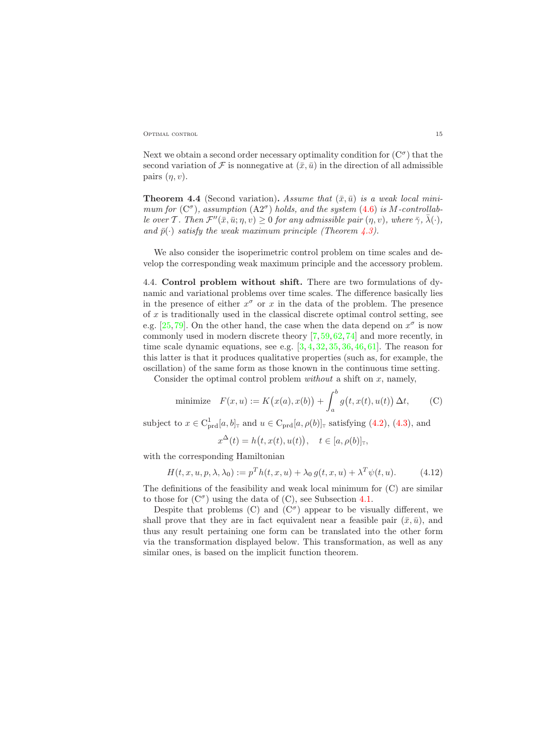Next we obtain a second order necessary optimality condition for ($\mathrm{C}^\sigma$) that the second variation of $\mathcal{F}$ is nonnegative at $(\bar{x}, \bar{u})$ in the direction of all admissible pairs $(\eta, v)$.

**Theorem 4.4** (Second variation)**.** *Assume that $(\bar{x}, \bar{u})$ is a weak local minimum for ($\mathrm{C}^\sigma$), assumption ($\mathrm{A2}^\sigma$) holds, and the system (4.6) is $M$-controllable over $\mathcal{T}$. Then $\mathcal{F}''(\bar{x}, \bar{u}; \eta, v) \geq 0$ for any admissible pair $(\eta, v)$, where $\bar{\gamma}$, $\bar{\lambda}(\cdot)$, and $\bar{p}(\cdot)$ satisfy the weak maximum principle (Theorem 4.3).*

We also consider the isoperimetric control problem on time scales and develop the corresponding weak maximum principle and the accessory problem.

4.4. **Control problem without shift.** There are two formulations of dynamic and variational problems over time scales. The difference basically lies in the presence of either $x^\sigma$ or $x$ in the data of the problem. The presence of $x$ is traditionally used in the classical discrete optimal control setting, see e.g. [25, 79]. On the other hand, the case when the data depend on $x^\sigma$ is now commonly used in modern discrete theory [7, 59, 62, 74] and more recently, in time scale dynamic equations, see e.g. [3, 4, 32, 35, 36, 46, 61]. The reason for this latter is that it produces qualitative properties (such as, for example, the oscillation) of the same form as those known in the continuous time setting.

Consider the optimal control problem *without* a shift on $x$, namely,

$$\text{minimize} \quad F(x, u) := K\big(x(a), x(b)\big) + \int_a^b g\big(t, x(t), u(t)\big)\, \Delta t, \tag{C}$$

subject to $x \in \mathrm{C}^1_{\mathrm{prd}}[a, b]_{\mathbb{T}}$ and $u \in \mathrm{C}_{\mathrm{prd}}[a, \rho(b)]_{\mathbb{T}}$ satisfying (4.2), (4.3), and

$$x^\Delta(t) = h\big(t, x(t), u(t)\big), \quad t \in [a, \rho(b)]_{\mathbb{T}},$$

with the corresponding Hamiltonian

$$H(t, x, u, p, \lambda, \lambda_0) := p^T h(t, x, u) + \lambda_0\, g(t, x, u) + \lambda^T \psi(t, u). \tag{4.12}$$

The definitions of the feasibility and weak local minimum for (C) are similar to those for ($\mathrm{C}^\sigma$) using the data of (C), see Subsection 4.1.

Despite that problems (C) and ($\mathrm{C}^\sigma$) appear to be visually different, we shall prove that they are in fact equivalent near a feasible pair $(\bar{x}, \bar{u})$, and thus any result pertaining one form can be translated into the other form via the transformation displayed below. This transformation, as well as any similar ones, is based on the implicit function theorem.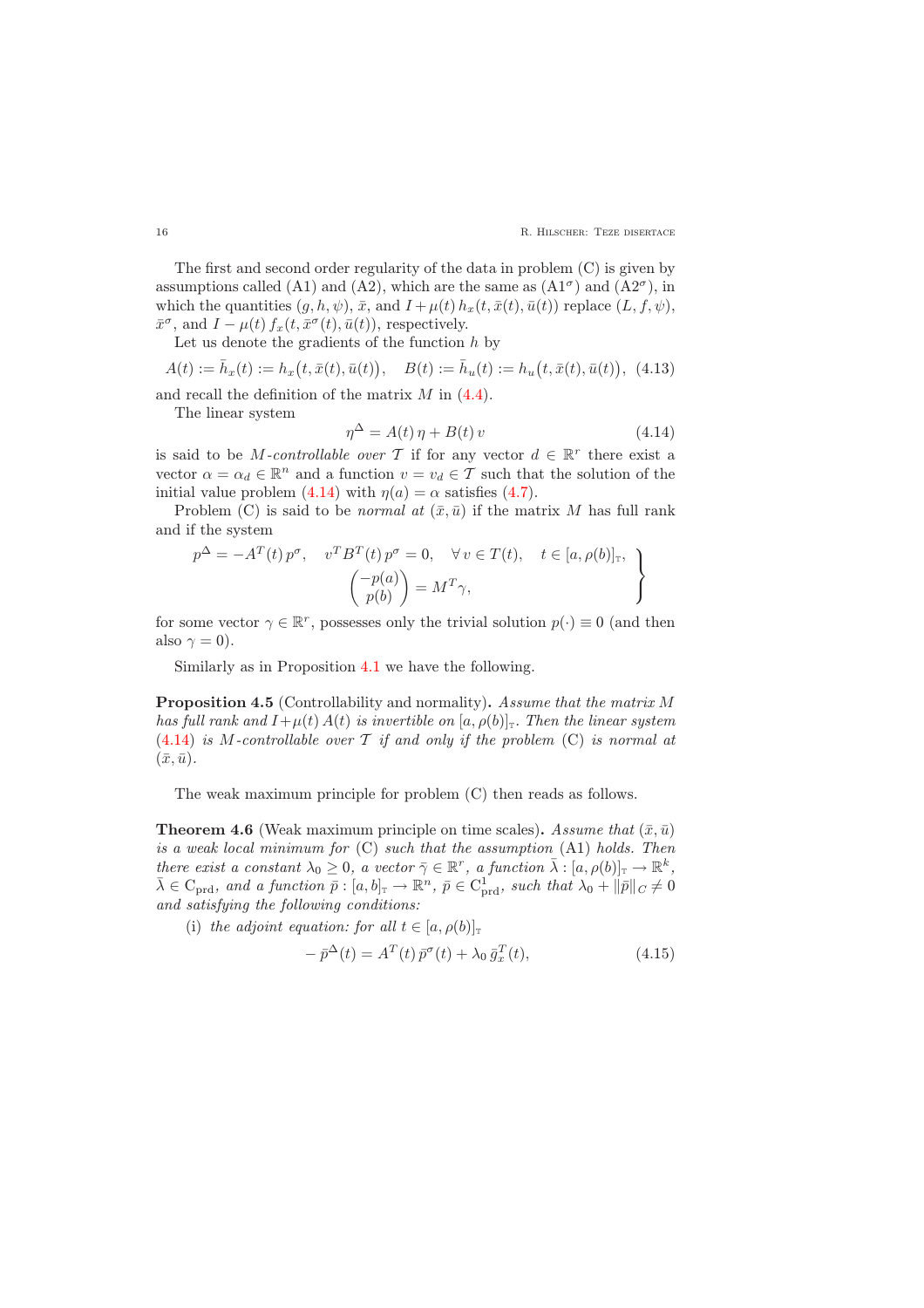The first and second order regularity of the data in problem (C) is given by assumptions called (A1) and (A2), which are the same as (A1$^\sigma$) and (A2$^\sigma$), in which the quantities $(g, h, \psi)$, $\bar{x}$, and $I + \mu(t)\, h_x(t, \bar{x}(t), \bar{u}(t))$ replace $(L, f, \psi)$, $\bar{x}^\sigma$, and $I - \mu(t)\, f_x(t, \bar{x}^\sigma(t), \bar{u}(t))$, respectively.

Let us denote the gradients of the function $h$ by

$$A(t) := \bar{h}_x(t) := h_x\big(t, \bar{x}(t), \bar{u}(t)\big), \quad B(t) := \bar{h}_u(t) := h_u\big(t, \bar{x}(t), \bar{u}(t)\big), \tag{4.13}$$

and recall the definition of the matrix $M$ in (4.4).

The linear system

$$\eta^\Delta = A(t)\, \eta + B(t)\, v \tag{4.14}$$

is said to be *$M$-controllable over $\mathcal{T}$* if for any vector $d \in \mathbb{R}^r$ there exist a vector $\alpha = \alpha_d \in \mathbb{R}^n$ and a function $v = v_d \in \mathcal{T}$ such that the solution of the initial value problem (4.14) with $\eta(a) = \alpha$ satisfies (4.7).

Problem (C) is said to be *normal at* $(\bar{x}, \bar{u})$ if the matrix $M$ has full rank and if the system

$$\left.\begin{aligned} p^\Delta = -A^T(t)\, p^\sigma, \quad v^T B^T(t)\, p^\sigma = 0, \quad \forall\, v \in T(t), \quad t \in [a, \rho(b)]_{\mathbb{T}}, \\ \begin{pmatrix} -p(a) \\ p(b) \end{pmatrix} = M^T \gamma, \qquad\qquad \end{aligned}\right\}$$

for some vector $\gamma \in \mathbb{R}^r$, possesses only the trivial solution $p(\cdot) \equiv 0$ (and then also $\gamma = 0$).

Similarly as in Proposition 4.1 we have the following.

**Proposition 4.5** (Controllability and normality)**.** *Assume that the matrix $M$ has full rank and $I + \mu(t)\, A(t)$ is invertible on $[a, \rho(b)]_{\mathbb{T}}$. Then the linear system (4.14) is $M$-controllable over $\mathcal{T}$ if and only if the problem* (C) *is normal at $(\bar{x}, \bar{u})$.*

The weak maximum principle for problem (C) then reads as follows.

**Theorem 4.6** (Weak maximum principle on time scales)**.** *Assume that $(\bar{x}, \bar{u})$ is a weak local minimum for* (C) *such that the assumption* (A1) *holds. Then there exist a constant $\lambda_0 \geq 0$, a vector $\bar{\gamma} \in \mathbb{R}^r$, a function $\bar{\lambda} : [a, \rho(b)]_{\mathbb{T}} \to \mathbb{R}^k$, $\bar{\lambda} \in \mathrm{C}_{\mathrm{prd}}$, and a function $\bar{p} : [a, b]_{\mathbb{T}} \to \mathbb{R}^n$, $\bar{p} \in \mathrm{C}^1_{\mathrm{prd}}$, such that $\lambda_0 + \|\bar{p}\|_C \neq 0$ and satisfying the following conditions:*

(i) *the adjoint equation: for all $t \in [a, \rho(b)]_{\mathbb{T}}$*

$$-\bar{p}^\Delta(t) = A^T(t)\, \bar{p}^\sigma(t) + \lambda_0\, \bar{g}_x^T(t), \tag{4.15}$$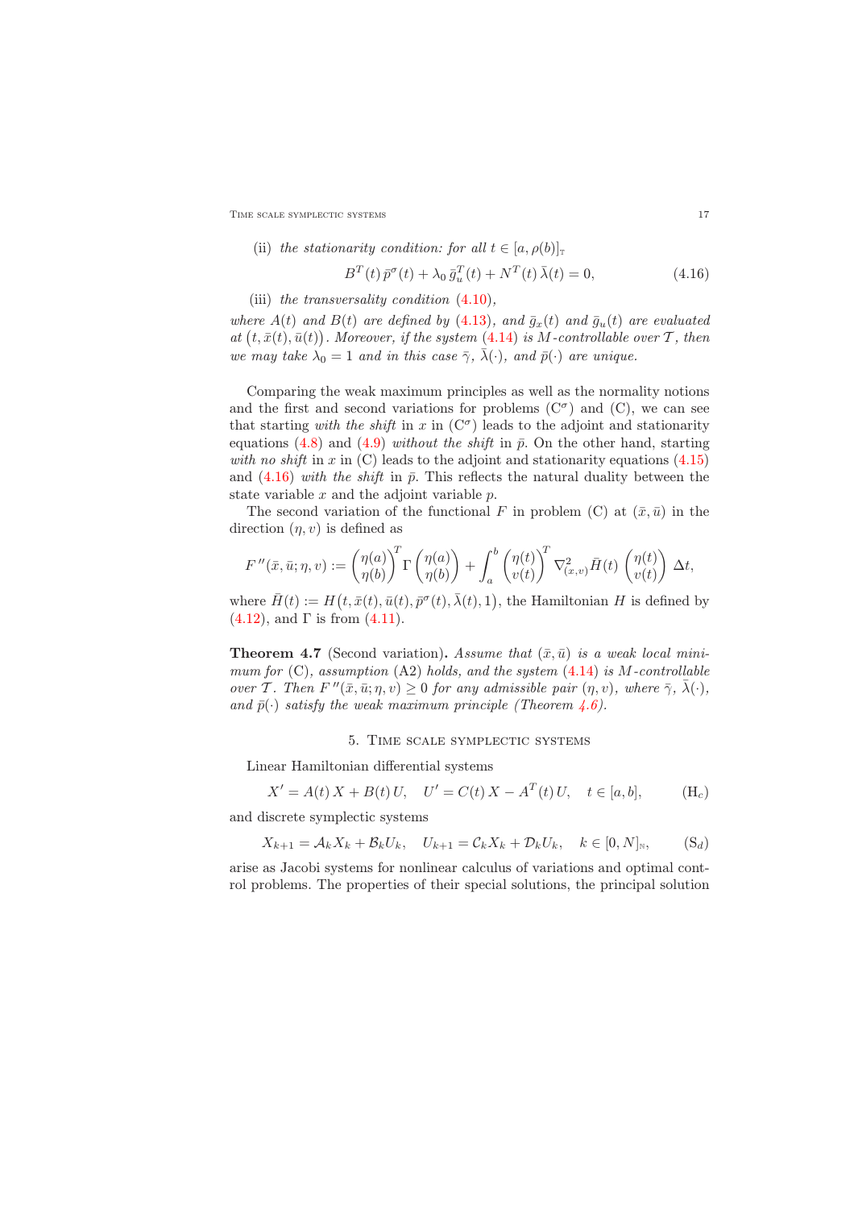(ii) *the stationarity condition: for all* $t \in [a, \rho(b)]_{\mathbb{T}}$

$$B^T(t)\, \bar{p}^\sigma(t) + \lambda_0\, \bar{g}_u^T(t) + N^T(t)\, \bar{\lambda}(t) = 0, \tag{4.16}$$

(iii) *the transversality condition* (4.10),

*where* $A(t)$ *and* $B(t)$ *are defined by* (4.13), *and* $\bar{g}_x(t)$ *and* $\bar{g}_u(t)$ *are evaluated at* $\big(t, \bar{x}(t), \bar{u}(t)\big)$. *Moreover, if the system* (4.14) *is* $M$*-controllable over* $\mathcal{T}$, *then we may take* $\lambda_0 = 1$ *and in this case* $\bar{\gamma}$, $\bar{\lambda}(\cdot)$, *and* $\bar{p}(\cdot)$ *are unique.*

Comparing the weak maximum principles as well as the normality notions and the first and second variations for problems ($\mathrm{C}^\sigma$) and (C), we can see that starting *with the shift* in $x$ in ($\mathrm{C}^\sigma$) leads to the adjoint and stationarity equations (4.8) and (4.9) *without the shift* in $\bar{p}$. On the other hand, starting *with no shift* in $x$ in (C) leads to the adjoint and stationarity equations (4.15) and (4.16) *with the shift* in $\bar{p}$. This reflects the natural duality between the state variable $x$ and the adjoint variable $p$.

The second variation of the functional $F$ in problem (C) at $(\bar{x}, \bar{u})$ in the direction $(\eta, v)$ is defined as

$$F''(\bar{x}, \bar{u}; \eta, v) := \begin{pmatrix} \eta(a) \\ \eta(b) \end{pmatrix}^T \Gamma \begin{pmatrix} \eta(a) \\ \eta(b) \end{pmatrix} + \int_a^b \begin{pmatrix} \eta(t) \\ v(t) \end{pmatrix}^T \nabla^2_{(x,v)} \bar{H}(t) \begin{pmatrix} \eta(t) \\ v(t) \end{pmatrix} \Delta t,$$

where $\bar{H}(t) := H\big(t, \bar{x}(t), \bar{u}(t), \bar{p}^\sigma(t), \bar{\lambda}(t), 1\big)$, the Hamiltonian $H$ is defined by (4.12), and $\Gamma$ is from (4.11).

**Theorem 4.7** (Second variation)**.** *Assume that* $(\bar{x}, \bar{u})$ *is a weak local minimum for* (C), *assumption* (A2) *holds, and the system* (4.14) *is* $M$*-controllable over* $\mathcal{T}$. *Then* $F''(\bar{x}, \bar{u}; \eta, v) \geq 0$ *for any admissible pair* $(\eta, v)$, *where* $\bar{\gamma}$, $\bar{\lambda}(\cdot)$, *and* $\bar{p}(\cdot)$ *satisfy the weak maximum principle (Theorem 4.6).*

## 5. Time scale symplectic systems

Linear Hamiltonian differential systems

$$X' = A(t)\, X + B(t)\, U, \quad U' = C(t)\, X - A^T(t)\, U, \quad t \in [a, b], \tag{$\mathrm{H}_c$}$$

and discrete symplectic systems

$$X_{k+1} = \mathcal{A}_k X_k + \mathcal{B}_k U_k, \quad U_{k+1} = \mathcal{C}_k X_k + \mathcal{D}_k U_k, \quad k \in [0, N]_{\mathbb{N}}, \tag{$\mathrm{S}_d$}$$

arise as Jacobi systems for nonlinear calculus of variations and optimal control problems. The properties of their special solutions, the principal solution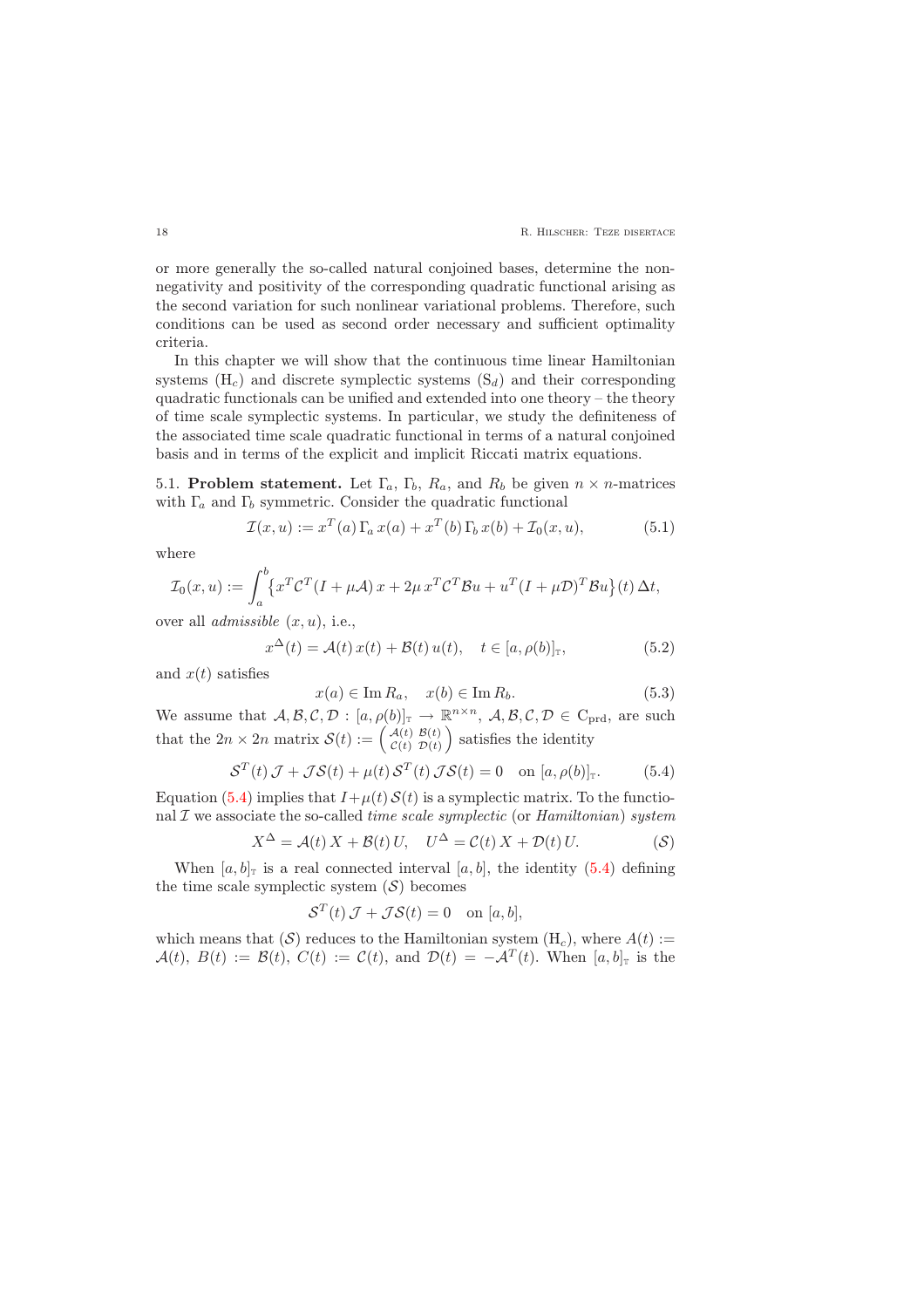or more generally the so-called natural conjoined bases, determine the nonnegativity and positivity of the corresponding quadratic functional arising as the second variation for such nonlinear variational problems. Therefore, such conditions can be used as second order necessary and sufficient optimality criteria.

In this chapter we will show that the continuous time linear Hamiltonian systems ($\mathrm{H}_c$) and discrete symplectic systems ($\mathrm{S}_d$) and their corresponding quadratic functionals can be unified and extended into one theory – the theory of time scale symplectic systems. In particular, we study the definiteness of the associated time scale quadratic functional in terms of a natural conjoined basis and in terms of the explicit and implicit Riccati matrix equations.

5.1. **Problem statement.** Let $\Gamma_a$, $\Gamma_b$, $R_a$, and $R_b$ be given $n \times n$-matrices with $\Gamma_a$ and $\Gamma_b$ symmetric. Consider the quadratic functional

$$\mathcal{I}(x,u) := x^T(a)\,\Gamma_a\,x(a) + x^T(b)\,\Gamma_b\,x(b) + \mathcal{I}_0(x,u), \tag{5.1}$$

where

$$\mathcal{I}_0(x,u) := \int_a^b \big\{x^T \mathcal{C}^T (I+\mu\mathcal{A})\,x + 2\mu\, x^T \mathcal{C}^T \mathcal{B} u + u^T (I+\mu\mathcal{D})^T \mathcal{B} u\big\}(t)\,\Delta t,$$

over all *admissible* $(x,u)$, i.e.,

$$x^\Delta(t) = \mathcal{A}(t)\,x(t) + \mathcal{B}(t)\,u(t), \quad t \in [a,\rho(b)]_{\mathbb{T}}, \tag{5.2}$$

and $x(t)$ satisfies

$$x(a) \in \operatorname{Im} R_a, \quad x(b) \in \operatorname{Im} R_b. \tag{5.3}$$

We assume that $\mathcal{A},\mathcal{B},\mathcal{C},\mathcal{D} : [a,\rho(b)]_{\mathbb{T}} \to \mathbb{R}^{n\times n}$, $\mathcal{A},\mathcal{B},\mathcal{C},\mathcal{D} \in \mathrm{C}_{\mathrm{prd}}$, are such that the $2n \times 2n$ matrix $\mathcal{S}(t) := \begin{pmatrix} \mathcal{A}(t) & \mathcal{B}(t) \\ \mathcal{C}(t) & \mathcal{D}(t) \end{pmatrix}$ satisfies the identity

$$\mathcal{S}^T(t)\,\mathcal{J} + \mathcal{J}\mathcal{S}(t) + \mu(t)\,\mathcal{S}^T(t)\,\mathcal{J}\mathcal{S}(t) = 0 \quad \text{on } [a,\rho(b)]_{\mathbb{T}}. \tag{5.4}$$

Equation (5.4) implies that $I+\mu(t)\,\mathcal{S}(t)$ is a symplectic matrix. To the functional $\mathcal{I}$ we associate the so-called *time scale symplectic* (or *Hamiltonian*) *system*

$$X^\Delta = \mathcal{A}(t)\,X + \mathcal{B}(t)\,U, \quad U^\Delta = \mathcal{C}(t)\,X + \mathcal{D}(t)\,U. \tag{$\mathcal{S}$}$$

When $[a,b]_{\mathbb{T}}$ is a real connected interval $[a,b]$, the identity (5.4) defining the time scale symplectic system ($\mathcal{S}$) becomes

$$\mathcal{S}^T(t)\,\mathcal{J} + \mathcal{J}\mathcal{S}(t) = 0 \quad \text{on } [a,b],$$

which means that ($\mathcal{S}$) reduces to the Hamiltonian system ($\mathrm{H}_c$), where $A(t) := \mathcal{A}(t)$, $B(t) := \mathcal{B}(t)$, $C(t) := \mathcal{C}(t)$, and $\mathcal{D}(t) = -\mathcal{A}^T(t)$. When $[a,b]_{\mathbb{T}}$ is the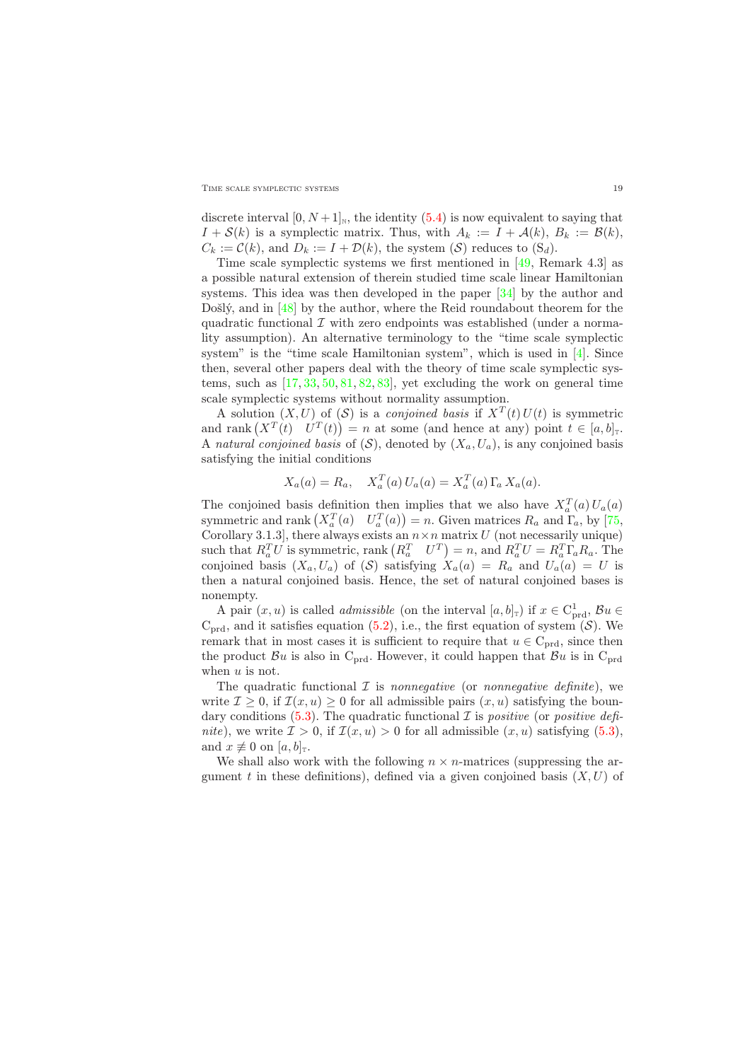discrete interval $[0, N+1]_{\mathbb{N}}$, the identity (5.4) is now equivalent to saying that $I + \mathcal{S}(k)$ is a symplectic matrix. Thus, with $A_k := I + \mathcal{A}(k)$, $B_k := \mathcal{B}(k)$, $C_k := \mathcal{C}(k)$, and $D_k := I + \mathcal{D}(k)$, the system $(\mathcal{S})$ reduces to $(\mathrm{S}_d)$.

Time scale symplectic systems we first mentioned in [49, Remark 4.3] as a possible natural extension of therein studied time scale linear Hamiltonian systems. This idea was then developed in the paper [34] by the author and Došlý, and in [48] by the author, where the Reid roundabout theorem for the quadratic functional $\mathcal{I}$ with zero endpoints was established (under a normality assumption). An alternative terminology to the "time scale symplectic system" is the "time scale Hamiltonian system", which is used in [4]. Since then, several other papers deal with the theory of time scale symplectic systems, such as [17, 33, 50, 81, 82, 83], yet excluding the work on general time scale symplectic systems without normality assumption.

A solution $(X, U)$ of $(\mathcal{S})$ is a *conjoined basis* if $X^T(t)\, U(t)$ is symmetric and $\operatorname{rank} \begin{pmatrix} X^T(t) & U^T(t) \end{pmatrix} = n$ at some (and hence at any) point $t \in [a, b]_{\mathbb{T}}$. A *natural conjoined basis* of $(\mathcal{S})$, denoted by $(X_a, U_a)$, is any conjoined basis satisfying the initial conditions

$$X_a(a) = R_a, \quad X_a^T(a)\, U_a(a) = X_a^T(a)\, \Gamma_a\, X_a(a).$$

The conjoined basis definition then implies that we also have $X_a^T(a)\, U_a(a)$ symmetric and $\operatorname{rank} \begin{pmatrix} X_a^T(a) & U_a^T(a) \end{pmatrix} = n$. Given matrices $R_a$ and $\Gamma_a$, by [75, Corollary 3.1.3], there always exists an $n \times n$ matrix $U$ (not necessarily unique) such that $R_a^T U$ is symmetric, $\operatorname{rank} \begin{pmatrix} R_a^T & U^T \end{pmatrix} = n$, and $R_a^T U = R_a^T \Gamma_a R_a$. The conjoined basis $(X_a, U_a)$ of $(\mathcal{S})$ satisfying $X_a(a) = R_a$ and $U_a(a) = U$ is then a natural conjoined basis. Hence, the set of natural conjoined bases is nonempty.

A pair $(x, u)$ is called *admissible* (on the interval $[a, b]_{\mathbb{T}}$) if $x \in \mathrm{C}^1_{\mathrm{prd}}$, $\mathcal{B}u \in \mathrm{C}_{\mathrm{prd}}$, and it satisfies equation (5.2), i.e., the first equation of system $(\mathcal{S})$. We remark that in most cases it is sufficient to require that $u \in \mathrm{C}_{\mathrm{prd}}$, since then the product $\mathcal{B}u$ is also in $\mathrm{C}_{\mathrm{prd}}$. However, it could happen that $\mathcal{B}u$ is in $\mathrm{C}_{\mathrm{prd}}$ when $u$ is not.

The quadratic functional $\mathcal{I}$ is *nonnegative* (or *nonnegative definite*), we write $\mathcal{I} \geq 0$, if $\mathcal{I}(x, u) \geq 0$ for all admissible pairs $(x, u)$ satisfying the boundary conditions (5.3). The quadratic functional $\mathcal{I}$ is *positive* (or *positive definite*), we write $\mathcal{I} > 0$, if $\mathcal{I}(x, u) > 0$ for all admissible $(x, u)$ satisfying (5.3), and $x \not\equiv 0$ on $[a, b]_{\mathbb{T}}$.

We shall also work with the following $n \times n$-matrices (suppressing the argument $t$ in these definitions), defined via a given conjoined basis $(X, U)$ of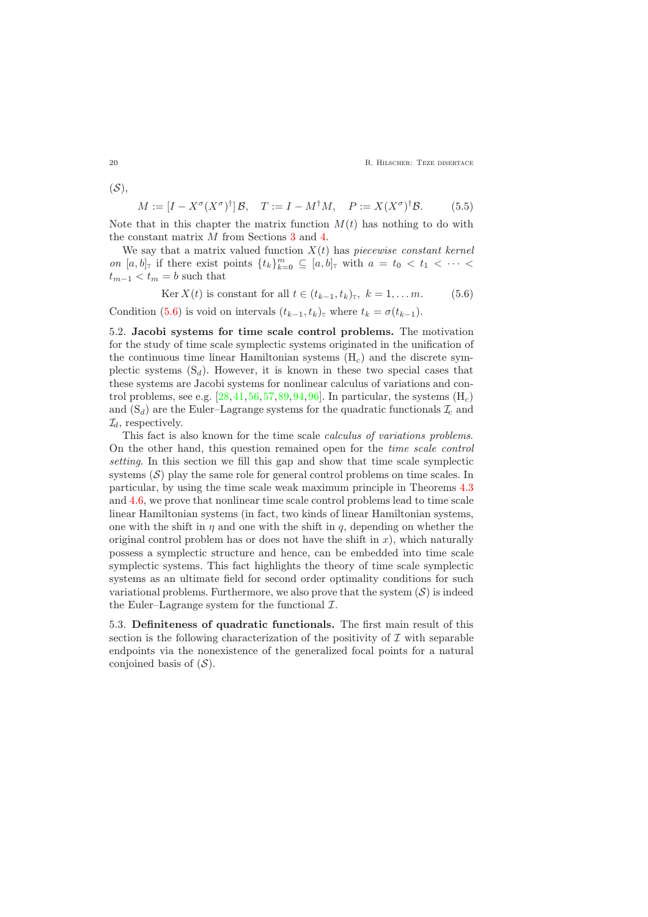$(\mathcal{S})$,

$$M := [I - X^{\sigma}(X^{\sigma})^{\dagger}]\,\mathcal{B}, \quad T := I - M^{\dagger}M, \quad P := X(X^{\sigma})^{\dagger}\mathcal{B}. \tag{5.5}$$

Note that in this chapter the matrix function $M(t)$ has nothing to do with the constant matrix $M$ from Sections 3 and 4.

We say that a matrix valued function $X(t)$ has *piecewise constant kernel on* $[a,b]_{\mathbb{T}}$ if there exist points $\{t_k\}_{k=0}^{m} \subseteq [a,b]_{\mathbb{T}}$ with $a = t_0 < t_1 < \cdots < t_{m-1} < t_m = b$ such that

$$\operatorname{Ker} X(t) \text{ is constant for all } t \in (t_{k-1}, t_k)_{\mathbb{T}},\ k = 1, \dots m. \tag{5.6}$$

Condition (5.6) is void on intervals $(t_{k-1}, t_k)_{\mathbb{T}}$ where $t_k = \sigma(t_{k-1})$.

5.2. **Jacobi systems for time scale control problems.** The motivation for the study of time scale symplectic systems originated in the unification of the continuous time linear Hamiltonian systems $(\mathrm{H}_c)$ and the discrete symplectic systems $(\mathrm{S}_d)$. However, it is known in these two special cases that these systems are Jacobi systems for nonlinear calculus of variations and control problems, see e.g. [28,41,56,57,89,94,96]. In particular, the systems $(\mathrm{H}_c)$ and $(\mathrm{S}_d)$ are the Euler–Lagrange systems for the quadratic functionals $\mathcal{I}_c$ and $\mathcal{I}_d$, respectively.

This fact is also known for the time scale *calculus of variations problems*. On the other hand, this question remained open for the *time scale control setting*. In this section we fill this gap and show that time scale symplectic systems $(\mathcal{S})$ play the same role for general control problems on time scales. In particular, by using the time scale weak maximum principle in Theorems 4.3 and 4.6, we prove that nonlinear time scale control problems lead to time scale linear Hamiltonian systems (in fact, two kinds of linear Hamiltonian systems, one with the shift in $\eta$ and one with the shift in $q$, depending on whether the original control problem has or does not have the shift in $x$), which naturally possess a symplectic structure and hence, can be embedded into time scale symplectic systems. This fact highlights the theory of time scale symplectic systems as an ultimate field for second order optimality conditions for such variational problems. Furthermore, we also prove that the system $(\mathcal{S})$ is indeed the Euler–Lagrange system for the functional $\mathcal{I}$.

5.3. **Definiteness of quadratic functionals.** The first main result of this section is the following characterization of the positivity of $\mathcal{I}$ with separable endpoints via the nonexistence of the generalized focal points for a natural conjoined basis of $(\mathcal{S})$.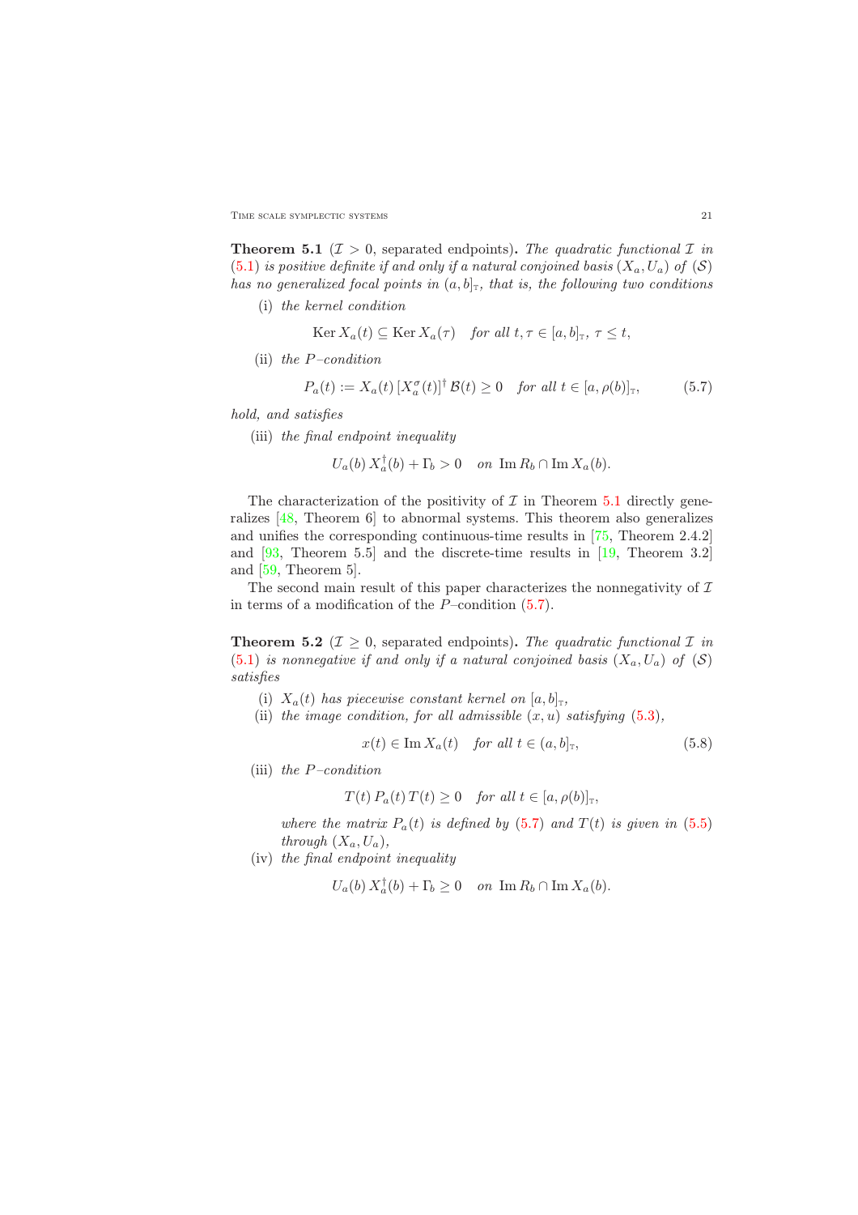**Theorem 5.1** ($\mathcal{I} > 0$, separated endpoints)**.** *The quadratic functional $\mathcal{I}$ in (5.1) is positive definite if and only if a natural conjoined basis $(X_a, U_a)$ of $(\mathcal{S})$ has no generalized focal points in $(a, b]_{\mathbb{T}}$, that is, the following two conditions*

(i) *the kernel condition*

$$\operatorname{Ker} X_a(t) \subseteq \operatorname{Ker} X_a(\tau) \quad \textit{for all } t, \tau \in [a, b]_{\mathbb{T}},\ \tau \leq t,$$

(ii) *the $P$–condition*

$$P_a(t) := X_a(t)\, [X_a^\sigma(t)]^\dagger\, \mathcal{B}(t) \geq 0 \quad \textit{for all } t \in [a, \rho(b)]_{\mathbb{T}}, \tag{5.7}$$

*hold, and satisfies*

(iii) *the final endpoint inequality*

$$U_a(b)\, X_a^\dagger(b) + \Gamma_b > 0 \quad \textit{on } \operatorname{Im} R_b \cap \operatorname{Im} X_a(b).$$

The characterization of the positivity of $\mathcal{I}$ in Theorem 5.1 directly generalizes [48, Theorem 6] to abnormal systems. This theorem also generalizes and unifies the corresponding continuous-time results in [75, Theorem 2.4.2] and [93, Theorem 5.5] and the discrete-time results in [19, Theorem 3.2] and [59, Theorem 5].

The second main result of this paper characterizes the nonnegativity of $\mathcal{I}$ in terms of a modification of the $P$–condition (5.7).

**Theorem 5.2** ($\mathcal{I} \geq 0$, separated endpoints)**.** *The quadratic functional $\mathcal{I}$ in (5.1) is nonnegative if and only if a natural conjoined basis $(X_a, U_a)$ of $(\mathcal{S})$ satisfies*

(i) *$X_a(t)$ has piecewise constant kernel on $[a, b]_{\mathbb{T}}$,*

(ii) *the image condition, for all admissible $(x, u)$ satisfying (5.3),*

$$x(t) \in \operatorname{Im} X_a(t) \quad \textit{for all } t \in (a, b]_{\mathbb{T}}, \tag{5.8}$$

(iii) *the $P$–condition*

$$T(t)\, P_a(t)\, T(t) \geq 0 \quad \textit{for all } t \in [a, \rho(b)]_{\mathbb{T}},$$

*where the matrix $P_a(t)$ is defined by (5.7) and $T(t)$ is given in (5.5) through $(X_a, U_a)$,*

(iv) *the final endpoint inequality*

$$U_a(b)\, X_a^\dagger(b) + \Gamma_b \geq 0 \quad \textit{on } \operatorname{Im} R_b \cap \operatorname{Im} X_a(b).$$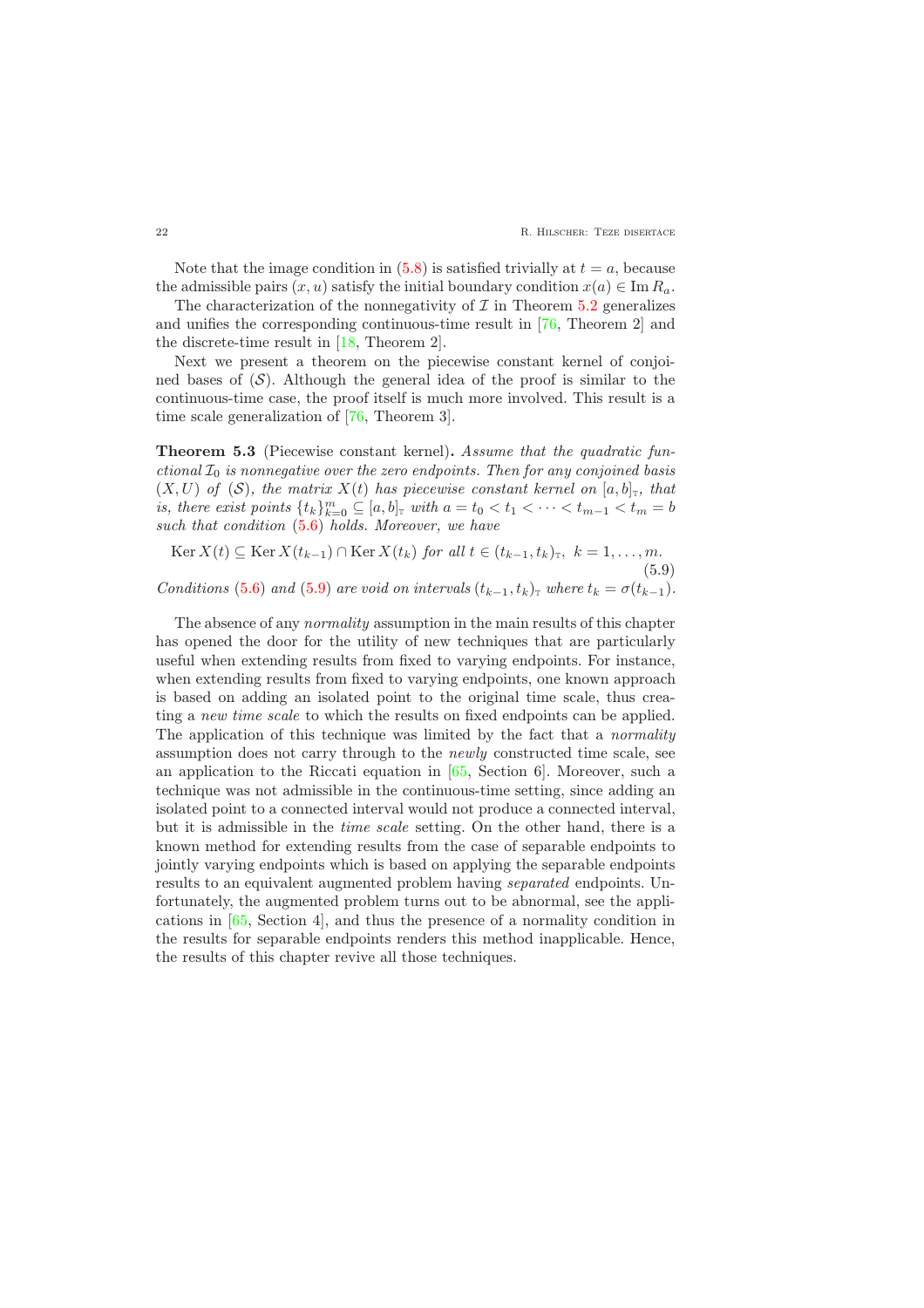Note that the image condition in (5.8) is satisfied trivially at $t = a$, because the admissible pairs $(x, u)$ satisfy the initial boundary condition $x(a) \in \operatorname{Im} R_a$.

The characterization of the nonnegativity of $\mathcal{I}$ in Theorem 5.2 generalizes and unifies the corresponding continuous-time result in [76, Theorem 2] and the discrete-time result in [18, Theorem 2].

Next we present a theorem on the piecewise constant kernel of conjoined bases of $(\mathcal{S})$. Although the general idea of the proof is similar to the continuous-time case, the proof itself is much more involved. This result is a time scale generalization of [76, Theorem 3].

**Theorem 5.3** (Piecewise constant kernel)**.** *Assume that the quadratic functional $\mathcal{I}_0$ is nonnegative over the zero endpoints. Then for any conjoined basis $(X, U)$ of $(\mathcal{S})$, the matrix $X(t)$ has piecewise constant kernel on $[a, b]_{\scriptscriptstyle\mathbb{T}}$, that is, there exist points $\{t_k\}_{k=0}^{m} \subseteq [a, b]_{\scriptscriptstyle\mathbb{T}}$ with $a = t_0 < t_1 < \cdots < t_{m-1} < t_m = b$ such that condition (5.6) holds. Moreover, we have*

$$\operatorname{Ker} X(t) \subseteq \operatorname{Ker} X(t_{k-1}) \cap \operatorname{Ker} X(t_k) \text{ for all } t \in (t_{k-1}, t_k)_{\scriptscriptstyle\mathbb{T}}, \ k = 1, \ldots, m. \tag{5.9}$$

*Conditions (5.6) and (5.9) are void on intervals $(t_{k-1}, t_k)_{\scriptscriptstyle\mathbb{T}}$ where $t_k = \sigma(t_{k-1})$.*

The absence of any *normality* assumption in the main results of this chapter has opened the door for the utility of new techniques that are particularly useful when extending results from fixed to varying endpoints. For instance, when extending results from fixed to varying endpoints, one known approach is based on adding an isolated point to the original time scale, thus creating a *new time scale* to which the results on fixed endpoints can be applied. The application of this technique was limited by the fact that a *normality* assumption does not carry through to the *newly* constructed time scale, see an application to the Riccati equation in [65, Section 6]. Moreover, such a technique was not admissible in the continuous-time setting, since adding an isolated point to a connected interval would not produce a connected interval, but it is admissible in the *time scale* setting. On the other hand, there is a known method for extending results from the case of separable endpoints to jointly varying endpoints which is based on applying the separable endpoints results to an equivalent augmented problem having *separated* endpoints. Unfortunately, the augmented problem turns out to be abnormal, see the applications in [65, Section 4], and thus the presence of a normality condition in the results for separable endpoints renders this method inapplicable. Hence, the results of this chapter revive all those techniques.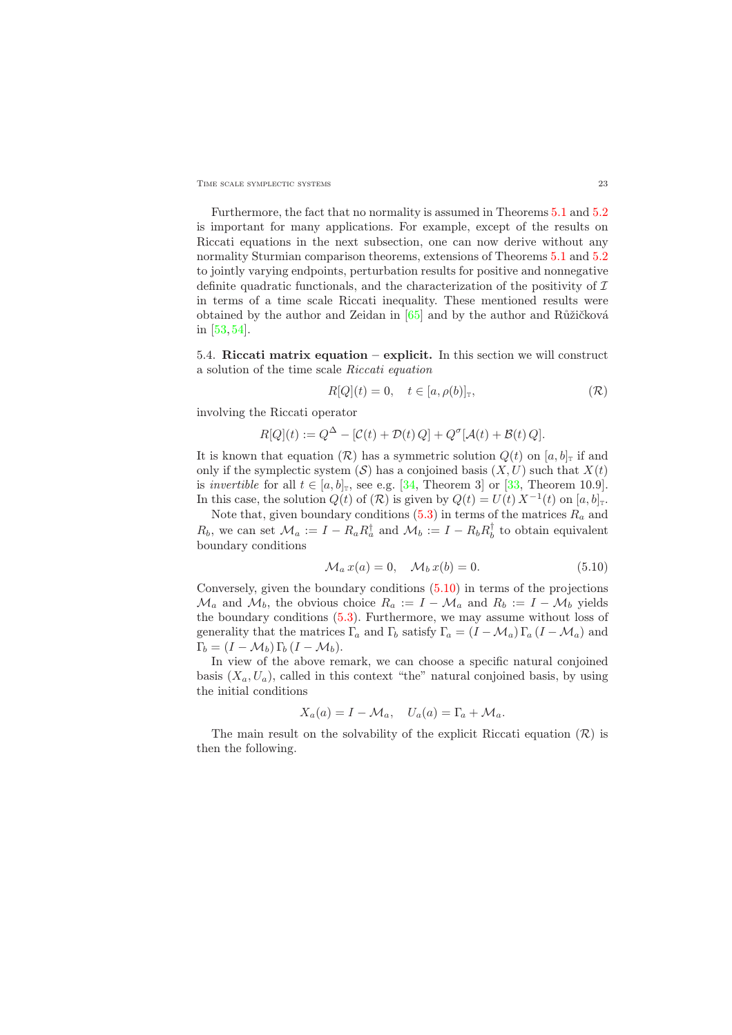Furthermore, the fact that no normality is assumed in Theorems 5.1 and 5.2 is important for many applications. For example, except of the results on Riccati equations in the next subsection, one can now derive without any normality Sturmian comparison theorems, extensions of Theorems 5.1 and 5.2 to jointly varying endpoints, perturbation results for positive and nonnegative definite quadratic functionals, and the characterization of the positivity of $\mathcal{I}$ in terms of a time scale Riccati inequality. These mentioned results were obtained by the author and Zeidan in [65] and by the author and Růžičková in [53, 54].

5.4. **Riccati matrix equation – explicit.** In this section we will construct a solution of the time scale *Riccati equation*

$$R[Q](t) = 0, \quad t \in [a, \rho(b)]_{\mathbb{T}}, \tag{$\mathcal{R}$}$$

involving the Riccati operator

$$R[Q](t) := Q^{\Delta} - [\mathcal{C}(t) + \mathcal{D}(t)\, Q] + Q^{\sigma}[\mathcal{A}(t) + \mathcal{B}(t)\, Q].$$

It is known that equation ($\mathcal{R}$) has a symmetric solution $Q(t)$ on $[a, b]_{\mathbb{T}}$ if and only if the symplectic system ($\mathcal{S}$) has a conjoined basis $(X, U)$ such that $X(t)$ is *invertible* for all $t \in [a, b]_{\mathbb{T}}$, see e.g. [34, Theorem 3] or [33, Theorem 10.9]. In this case, the solution $Q(t)$ of ($\mathcal{R}$) is given by $Q(t) = U(t)\, X^{-1}(t)$ on $[a, b]_{\mathbb{T}}$.

Note that, given boundary conditions (5.3) in terms of the matrices $R_a$ and $R_b$, we can set $\mathcal{M}_a := I - R_a R_a^{\dagger}$ and $\mathcal{M}_b := I - R_b R_b^{\dagger}$ to obtain equivalent boundary conditions

$$\mathcal{M}_a\, x(a) = 0, \quad \mathcal{M}_b\, x(b) = 0. \tag{5.10}$$

Conversely, given the boundary conditions (5.10) in terms of the projections $\mathcal{M}_a$ and $\mathcal{M}_b$, the obvious choice $R_a := I - \mathcal{M}_a$ and $R_b := I - \mathcal{M}_b$ yields the boundary conditions (5.3). Furthermore, we may assume without loss of generality that the matrices $\Gamma_a$ and $\Gamma_b$ satisfy $\Gamma_a = (I - \mathcal{M}_a)\, \Gamma_a\, (I - \mathcal{M}_a)$ and $\Gamma_b = (I - \mathcal{M}_b)\, \Gamma_b\, (I - \mathcal{M}_b)$.

In view of the above remark, we can choose a specific natural conjoined basis $(X_a, U_a)$, called in this context "the" natural conjoined basis, by using the initial conditions

$$X_a(a) = I - \mathcal{M}_a, \quad U_a(a) = \Gamma_a + \mathcal{M}_a.$$

The main result on the solvability of the explicit Riccati equation ($\mathcal{R}$) is then the following.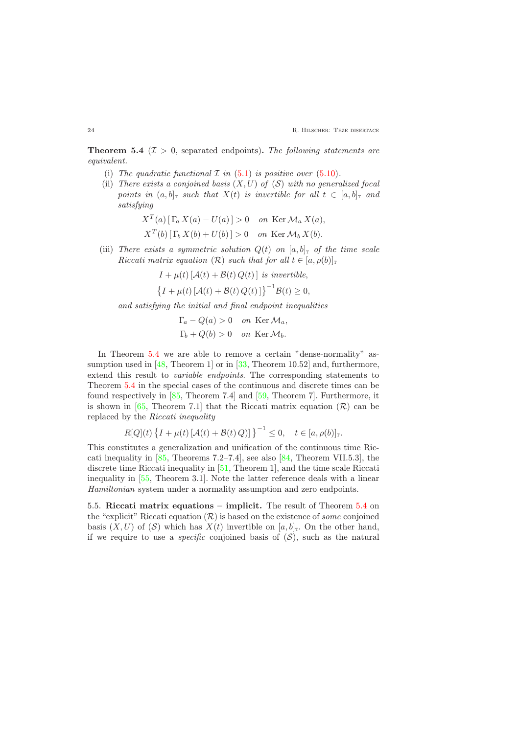**Theorem 5.4** ($\mathcal{I} > 0$, separated endpoints)**.** *The following statements are equivalent.*

(i) *The quadratic functional $\mathcal{I}$ in (5.1) is positive over (5.10).*

(ii) *There exists a conjoined basis $(X, U)$ of $(\mathcal{S})$ with no generalized focal points in $(a, b]_{\mathbb{T}}$ such that $X(t)$ is invertible for all $t \in [a, b]_{\mathbb{T}}$ and satisfying*

$$X^T(a)\,[\,\Gamma_a\, X(a) - U(a)\,] > 0 \quad \text{on } \operatorname{Ker} \mathcal{M}_a\, X(a),$$
$$X^T(b)\,[\,\Gamma_b\, X(b) + U(b)\,] > 0 \quad \text{on } \operatorname{Ker} \mathcal{M}_b\, X(b).$$

(iii) *There exists a symmetric solution $Q(t)$ on $[a, b]_{\mathbb{T}}$ of the time scale Riccati matrix equation $(\mathcal{R})$ such that for all $t \in [a, \rho(b)]_{\mathbb{T}}$*

$$I + \mu(t)\,[\mathcal{A}(t) + \mathcal{B}(t)\, Q(t)\,] \text{ is invertible,}$$
$$\big\{ I + \mu(t)\,[\mathcal{A}(t) + \mathcal{B}(t)\, Q(t)\,] \big\}^{-1} \mathcal{B}(t) \geq 0,$$

*and satisfying the initial and final endpoint inequalities*

$$\Gamma_a - Q(a) > 0 \quad \text{on } \operatorname{Ker} \mathcal{M}_a,$$
$$\Gamma_b + Q(b) > 0 \quad \text{on } \operatorname{Ker} \mathcal{M}_b.$$

In Theorem 5.4 we are able to remove a certain "dense-normality" assumption used in [48, Theorem 1] or in [33, Theorem 10.52] and, furthermore, extend this result to *variable endpoints*. The corresponding statements to Theorem 5.4 in the special cases of the continuous and discrete times can be found respectively in [85, Theorem 7.4] and [59, Theorem 7]. Furthermore, it is shown in [65, Theorem 7.1] that the Riccati matrix equation $(\mathcal{R})$ can be replaced by the *Riccati inequality*

$$R[Q](t) \left\{ I + \mu(t)\,[\mathcal{A}(t) + \mathcal{B}(t)\, Q)] \right\}^{-1} \leq 0, \quad t \in [a, \rho(b)]_{\mathbb{T}}.$$

This constitutes a generalization and unification of the continuous time Riccati inequality in [85, Theorems 7.2–7.4], see also [84, Theorem VII.5.3], the discrete time Riccati inequality in [51, Theorem 1], and the time scale Riccati inequality in [55, Theorem 3.1]. Note the latter reference deals with a linear *Hamiltonian* system under a normality assumption and zero endpoints.

5.5. **Riccati matrix equations – implicit.** The result of Theorem 5.4 on the "explicit" Riccati equation $(\mathcal{R})$ is based on the existence of *some* conjoined basis $(X, U)$ of $(\mathcal{S})$ which has $X(t)$ invertible on $[a, b]_{\mathbb{T}}$. On the other hand, if we require to use a *specific* conjoined basis of $(\mathcal{S})$, such as the natural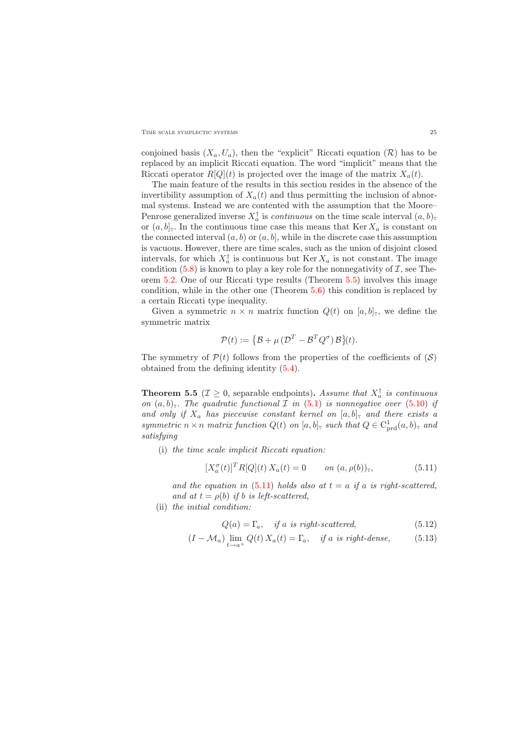conjoined basis $(X_a, U_a)$, then the "explicit" Riccati equation $(\mathcal{R})$ has to be replaced by an implicit Riccati equation. The word "implicit" means that the Riccati operator $R[Q](t)$ is projected over the image of the matrix $X_a(t)$.

The main feature of the results in this section resides in the absence of the invertibility assumption of $X_a(t)$ and thus permitting the inclusion of abnormal systems. Instead we are contented with the assumption that the Moore–Penrose generalized inverse $X_a^\dagger$ is *continuous* on the time scale interval $(a,b)_{\mathbb{T}}$ or $(a,b]_{\mathbb{T}}$. In the continuous time case this means that $\operatorname{Ker} X_a$ is constant on the connected interval $(a,b)$ or $(a,b]$, while in the discrete case this assumption is vacuous. However, there are time scales, such as the union of disjoint closed intervals, for which $X_a^\dagger$ is continuous but $\operatorname{Ker} X_a$ is not constant. The image condition (5.8) is known to play a key role for the nonnegativity of $\mathcal{I}$, see Theorem 5.2. One of our Riccati type results (Theorem 5.5) involves this image condition, while in the other one (Theorem 5.6) this condition is replaced by a certain Riccati type inequality.

Given a symmetric $n \times n$ matrix function $Q(t)$ on $[a,b]_{\mathbb{T}}$, we define the symmetric matrix

$$\mathcal{P}(t) := \big\{\mathcal{B} + \mu\,(\mathcal{D}^T - \mathcal{B}^T Q^\sigma)\,\mathcal{B}\big\}(t).$$

The symmetry of $\mathcal{P}(t)$ follows from the properties of the coefficients of $(\mathcal{S})$ obtained from the defining identity (5.4).

**Theorem 5.5** ($\mathcal{I} \geq 0$, separable endpoints)**.** *Assume that $X_a^\dagger$ is continuous on $(a,b)_{\mathbb{T}}$. The quadratic functional $\mathcal{I}$ in (5.1) is nonnegative over (5.10) if and only if $X_a$ has piecewise constant kernel on $[a,b]_{\mathbb{T}}$ and there exists a symmetric $n \times n$ matrix function $Q(t)$ on $[a,b]_{\mathbb{T}}$ such that $Q \in \mathrm{C}^1_{\mathrm{prd}}(a,b)_{\mathbb{T}}$ and satisfying*

(i) *the time scale implicit Riccati equation:*

$$[X_a^\sigma(t)]^T R[Q](t)\, X_a(t) = 0 \qquad \text{on } (a,\rho(b))_{\mathbb{T}}, \tag{5.11}$$

*and the equation in (5.11) holds also at $t = a$ if $a$ is right-scattered, and at $t = \rho(b)$ if $b$ is left-scattered,*

(ii) *the initial condition:*

$$Q(a) = \Gamma_a, \quad \text{if } a \text{ is right-scattered}, \tag{5.12}$$

$$(I - \mathcal{M}_a) \lim_{t \to a^+} Q(t)\, X_a(t) = \Gamma_a, \quad \text{if } a \text{ is right-dense}, \tag{5.13}$$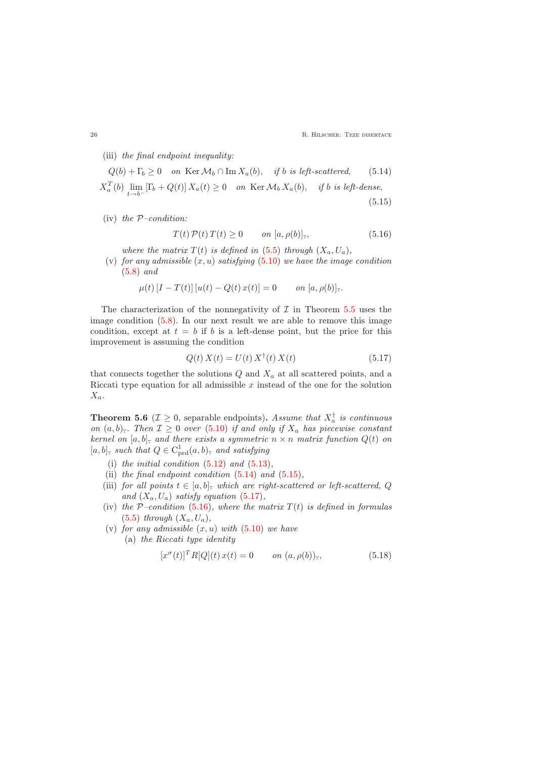(iii) *the final endpoint inequality:*

$$Q(b) + \Gamma_b \geq 0 \quad \text{on } \operatorname{Ker} \mathcal{M}_b \cap \operatorname{Im} X_a(b), \quad \text{if } b \text{ is left-scattered,} \tag{5.14}$$

$$X_a^T(b) \lim_{t \to b^-} [\Gamma_b + Q(t)]\, X_a(t) \geq 0 \quad \text{on } \operatorname{Ker} \mathcal{M}_b\, X_a(b), \quad \text{if } b \text{ is left-dense,} \tag{5.15}$$

(iv) *the $\mathcal{P}$–condition:*

$$T(t)\, \mathcal{P}(t)\, T(t) \geq 0 \qquad \text{on } [a, \rho(b)]_{\mathbb{T}}, \tag{5.16}$$

*where the matrix $T(t)$ is defined in (5.5) through $(X_a, U_a)$,*

(v) *for any admissible $(x, u)$ satisfying (5.10) we have the image condition (5.8) and*

$$\mu(t)\, [I - T(t)]\, [u(t) - Q(t)\, x(t)] = 0 \qquad \text{on } [a, \rho(b)]_{\mathbb{T}}.$$

The characterization of the nonnegativity of $\mathcal{I}$ in Theorem 5.5 uses the image condition (5.8). In our next result we are able to remove this image condition, except at $t = b$ if $b$ is a left-dense point, but the price for this improvement is assuming the condition

$$Q(t)\, X(t) = U(t)\, X^{\dagger}(t)\, X(t) \tag{5.17}$$

that connects together the solutions $Q$ and $X_a$ at all scattered points, and a Riccati type equation for all admissible $x$ instead of the one for the solution $X_a$.

**Theorem 5.6** ($\mathcal{I} \geq 0$, separable endpoints)**.** *Assume that $X_a^{\dagger}$ is continuous on $(a, b)_{\mathbb{T}}$. Then $\mathcal{I} \geq 0$ over (5.10) if and only if $X_a$ has piecewise constant kernel on $[a, b]_{\mathbb{T}}$ and there exists a symmetric $n \times n$ matrix function $Q(t)$ on $[a, b]_{\mathbb{T}}$ such that $Q \in \mathrm{C}^1_{\mathrm{prd}}(a, b)_{\mathbb{T}}$ and satisfying*

(i) *the initial condition (5.12) and (5.13),*

(ii) *the final endpoint condition (5.14) and (5.15),*

(iii) *for all points $t \in [a, b]_{\mathbb{T}}$ which are right-scattered or left-scattered, $Q$ and $(X_a, U_a)$ satisfy equation (5.17),*

(iv) *the $\mathcal{P}$–condition (5.16), where the matrix $T(t)$ is defined in formulas (5.5) through $(X_a, U_a)$,*

(v) *for any admissible $(x, u)$ with (5.10) we have*

(a) *the Riccati type identity*

$$[x^{\sigma}(t)]^T R[Q](t)\, x(t) = 0 \qquad \text{on } (a, \rho(b))_{\mathbb{T}}, \tag{5.18}$$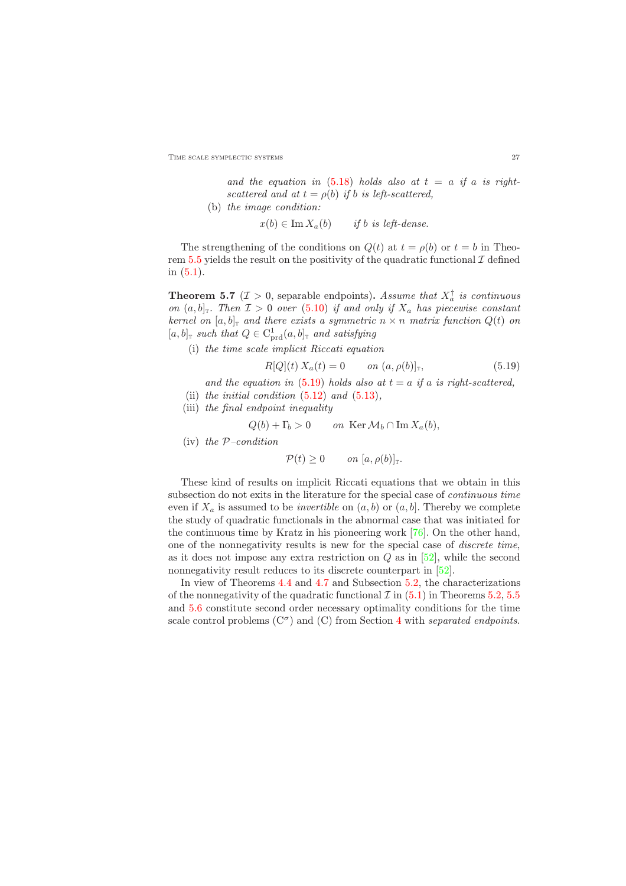*and the equation in (5.18) holds also at $t = a$ if $a$ is right-scattered and at $t = \rho(b)$ if $b$ is left-scattered,*

(b) *the image condition:*

$$x(b) \in \operatorname{Im} X_a(b) \qquad \text{if } b \text{ is left-dense.}$$

The strengthening of the conditions on $Q(t)$ at $t = \rho(b)$ or $t = b$ in Theorem 5.5 yields the result on the positivity of the quadratic functional $\mathcal{I}$ defined in (5.1).

**Theorem 5.7** ($\mathcal{I} > 0$, separable endpoints)**.** *Assume that $X_a^{\dagger}$ is continuous on $(a, b]_{\mathbb{T}}$. Then $\mathcal{I} > 0$ over (5.10) if and only if $X_a$ has piecewise constant kernel on $[a, b]_{\mathbb{T}}$ and there exists a symmetric $n \times n$ matrix function $Q(t)$ on $[a, b]_{\mathbb{T}}$ such that $Q \in \mathrm{C}^1_{\mathrm{prd}}(a, b]_{\mathbb{T}}$ and satisfying*

(i) *the time scale implicit Riccati equation*

$$R[Q](t)\, X_a(t) = 0 \qquad \text{on } (a, \rho(b)]_{\mathbb{T}}, \tag{5.19}$$

*and the equation in (5.19) holds also at $t = a$ if $a$ is right-scattered,*

(ii) *the initial condition (5.12) and (5.13),*

(iii) *the final endpoint inequality*

$$Q(b) + \Gamma_b > 0 \qquad \text{on } \operatorname{Ker} \mathcal{M}_b \cap \operatorname{Im} X_a(b),$$

(iv) *the $\mathcal{P}$–condition*

$$\mathcal{P}(t) \geq 0 \qquad \text{on } [a, \rho(b)]_{\mathbb{T}}.$$

These kind of results on implicit Riccati equations that we obtain in this subsection do not exits in the literature for the special case of *continuous time* even if $X_a$ is assumed to be *invertible* on $(a, b)$ or $(a, b]$. Thereby we complete the study of quadratic functionals in the abnormal case that was initiated for the continuous time by Kratz in his pioneering work [76]. On the other hand, one of the nonnegativity results is new for the special case of *discrete time*, as it does not impose any extra restriction on $Q$ as in [52], while the second nonnegativity result reduces to its discrete counterpart in [52].

In view of Theorems 4.4 and 4.7 and Subsection 5.2, the characterizations of the nonnegativity of the quadratic functional $\mathcal{I}$ in (5.1) in Theorems 5.2, 5.5 and 5.6 constitute second order necessary optimality conditions for the time scale control problems ($\mathrm{C}^\sigma$) and (C) from Section 4 with *separated endpoints*.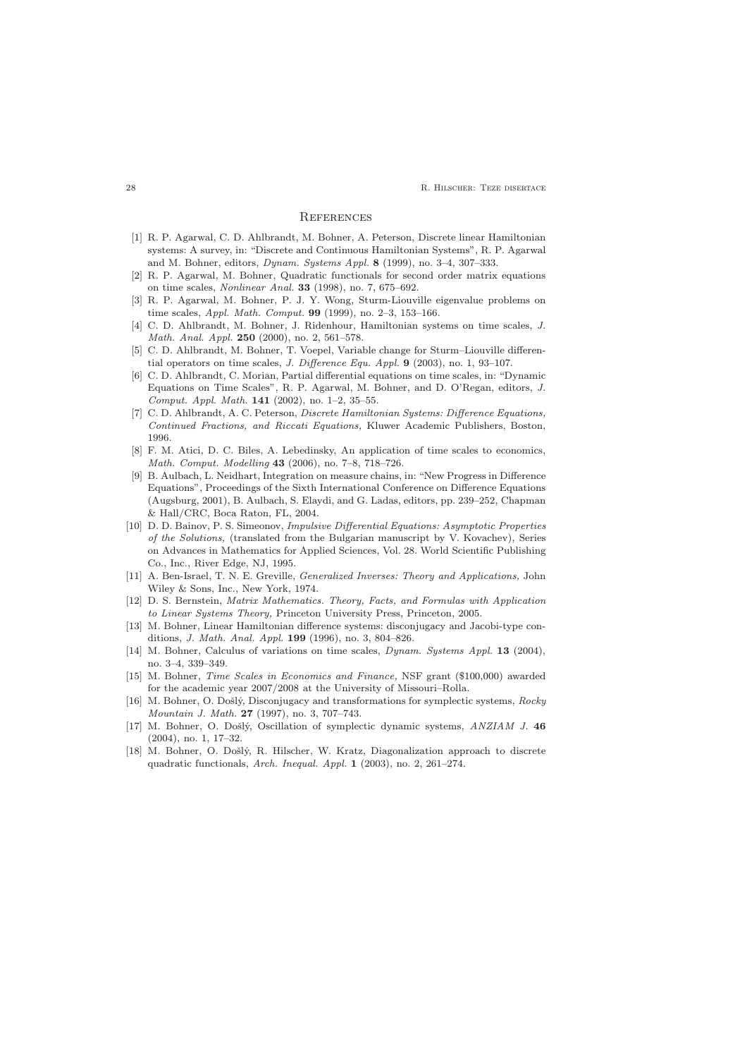## References

[1] R. P. Agarwal, C. D. Ahlbrandt, M. Bohner, A. Peterson, Discrete linear Hamiltonian systems: A survey, in: "Discrete and Continuous Hamiltonian Systems", R. P. Agarwal and M. Bohner, editors, *Dynam. Systems Appl.* **8** (1999), no. 3–4, 307–333.

[2] R. P. Agarwal, M. Bohner, Quadratic functionals for second order matrix equations on time scales, *Nonlinear Anal.* **33** (1998), no. 7, 675–692.

[3] R. P. Agarwal, M. Bohner, P. J. Y. Wong, Sturm-Liouville eigenvalue problems on time scales, *Appl. Math. Comput.* **99** (1999), no. 2–3, 153–166.

[4] C. D. Ahlbrandt, M. Bohner, J. Ridenhour, Hamiltonian systems on time scales, *J. Math. Anal. Appl.* **250** (2000), no. 2, 561–578.

[5] C. D. Ahlbrandt, M. Bohner, T. Voepel, Variable change for Sturm–Liouville differential operators on time scales, *J. Difference Equ. Appl.* **9** (2003), no. 1, 93–107.

[6] C. D. Ahlbrandt, C. Morian, Partial differential equations on time scales, in: "Dynamic Equations on Time Scales", R. P. Agarwal, M. Bohner, and D. O'Regan, editors, *J. Comput. Appl. Math.* **141** (2002), no. 1–2, 35–55.

[7] C. D. Ahlbrandt, A. C. Peterson, *Discrete Hamiltonian Systems: Difference Equations, Continued Fractions, and Riccati Equations,* Kluwer Academic Publishers, Boston, 1996.

[8] F. M. Atici, D. C. Biles, A. Lebedinsky, An application of time scales to economics, *Math. Comput. Modelling* **43** (2006), no. 7–8, 718–726.

[9] B. Aulbach, L. Neidhart, Integration on measure chains, in: "New Progress in Difference Equations", Proceedings of the Sixth International Conference on Difference Equations (Augsburg, 2001), B. Aulbach, S. Elaydi, and G. Ladas, editors, pp. 239–252, Chapman & Hall/CRC, Boca Raton, FL, 2004.

[10] D. D. Bainov, P. S. Simeonov, *Impulsive Differential Equations: Asymptotic Properties of the Solutions,* (translated from the Bulgarian manuscript by V. Kovachev), Series on Advances in Mathematics for Applied Sciences, Vol. 28. World Scientific Publishing Co., Inc., River Edge, NJ, 1995.

[11] A. Ben-Israel, T. N. E. Greville, *Generalized Inverses: Theory and Applications,* John Wiley & Sons, Inc., New York, 1974.

[12] D. S. Bernstein, *Matrix Mathematics. Theory, Facts, and Formulas with Application to Linear Systems Theory,* Princeton University Press, Princeton, 2005.

[13] M. Bohner, Linear Hamiltonian difference systems: disconjugacy and Jacobi-type conditions, *J. Math. Anal. Appl.* **199** (1996), no. 3, 804–826.

[14] M. Bohner, Calculus of variations on time scales, *Dynam. Systems Appl.* **13** (2004), no. 3–4, 339–349.

[15] M. Bohner, *Time Scales in Economics and Finance,* NSF grant ($100,000) awarded for the academic year 2007/2008 at the University of Missouri–Rolla.

[16] M. Bohner, O. Došlý, Disconjugacy and transformations for symplectic systems, *Rocky Mountain J. Math.* **27** (1997), no. 3, 707–743.

[17] M. Bohner, O. Došlý, Oscillation of symplectic dynamic systems, *ANZIAM J.* **46** (2004), no. 1, 17–32.

[18] M. Bohner, O. Došlý, R. Hilscher, W. Kratz, Diagonalization approach to discrete quadratic functionals, *Arch. Inequal. Appl.* **1** (2003), no. 2, 261–274.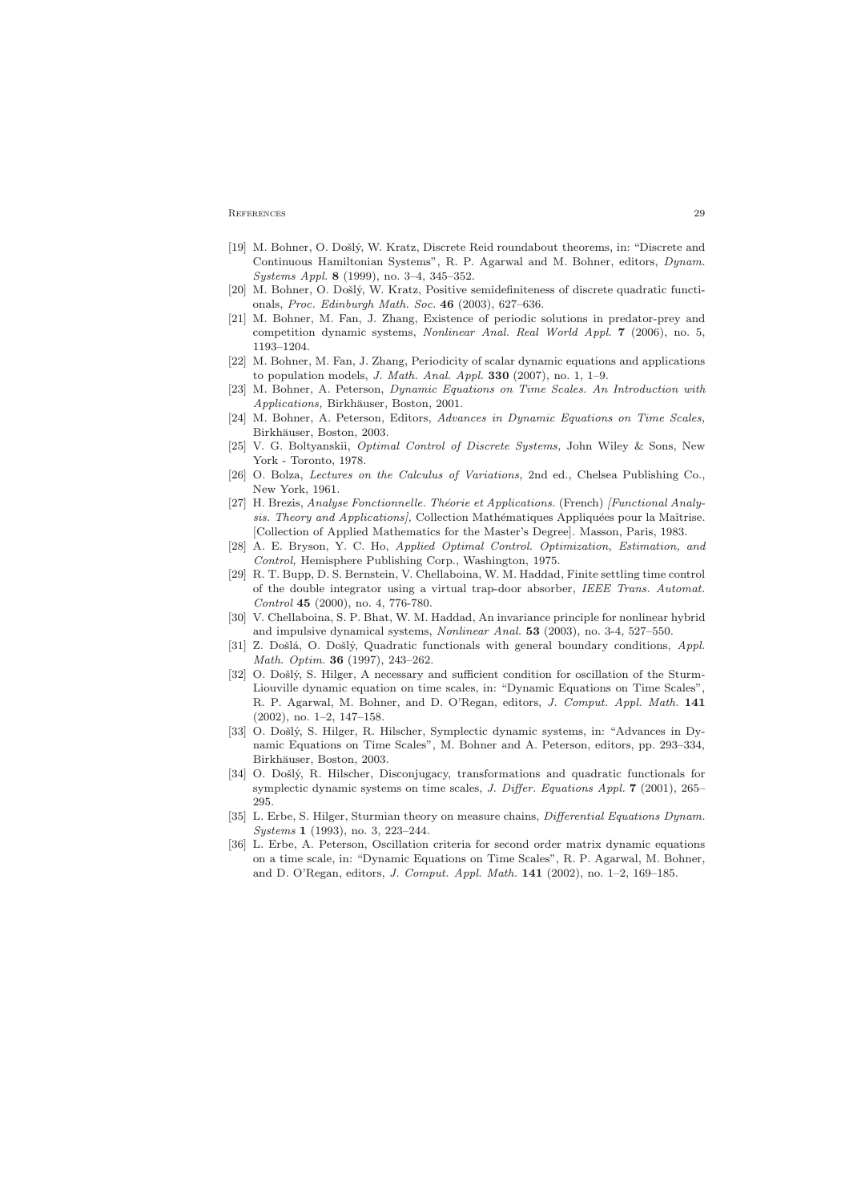[19] M. Bohner, O. Došlý, W. Kratz, Discrete Reid roundabout theorems, in: "Discrete and Continuous Hamiltonian Systems", R. P. Agarwal and M. Bohner, editors, *Dynam. Systems Appl.* **8** (1999), no. 3–4, 345–352.

[20] M. Bohner, O. Došlý, W. Kratz, Positive semidefiniteness of discrete quadratic functionals, *Proc. Edinburgh Math. Soc.* **46** (2003), 627–636.

[21] M. Bohner, M. Fan, J. Zhang, Existence of periodic solutions in predator-prey and competition dynamic systems, *Nonlinear Anal. Real World Appl.* **7** (2006), no. 5, 1193–1204.

[22] M. Bohner, M. Fan, J. Zhang, Periodicity of scalar dynamic equations and applications to population models, *J. Math. Anal. Appl.* **330** (2007), no. 1, 1–9.

[23] M. Bohner, A. Peterson, *Dynamic Equations on Time Scales. An Introduction with Applications,* Birkhäuser, Boston, 2001.

[24] M. Bohner, A. Peterson, Editors, *Advances in Dynamic Equations on Time Scales,* Birkhäuser, Boston, 2003.

[25] V. G. Boltyanskii, *Optimal Control of Discrete Systems,* John Wiley & Sons, New York - Toronto, 1978.

[26] O. Bolza, *Lectures on the Calculus of Variations,* 2nd ed., Chelsea Publishing Co., New York, 1961.

[27] H. Brezis, *Analyse Fonctionnelle. Théorie et Applications.* (French) *[Functional Analysis. Theory and Applications],* Collection Mathématiques Appliquées pour la Maîtrise. [Collection of Applied Mathematics for the Master's Degree]. Masson, Paris, 1983.

[28] A. E. Bryson, Y. C. Ho, *Applied Optimal Control. Optimization, Estimation, and Control,* Hemisphere Publishing Corp., Washington, 1975.

[29] R. T. Bupp, D. S. Bernstein, V. Chellaboina, W. M. Haddad, Finite settling time control of the double integrator using a virtual trap-door absorber, *IEEE Trans. Automat. Control* **45** (2000), no. 4, 776-780.

[30] V. Chellaboina, S. P. Bhat, W. M. Haddad, An invariance principle for nonlinear hybrid and impulsive dynamical systems, *Nonlinear Anal.* **53** (2003), no. 3-4, 527–550.

[31] Z. Došlá, O. Došlý, Quadratic functionals with general boundary conditions, *Appl. Math. Optim.* **36** (1997), 243–262.

[32] O. Došlý, S. Hilger, A necessary and sufficient condition for oscillation of the Sturm-Liouville dynamic equation on time scales, in: "Dynamic Equations on Time Scales", R. P. Agarwal, M. Bohner, and D. O'Regan, editors, *J. Comput. Appl. Math.* **141** (2002), no. 1–2, 147–158.

[33] O. Došlý, S. Hilger, R. Hilscher, Symplectic dynamic systems, in: "Advances in Dynamic Equations on Time Scales", M. Bohner and A. Peterson, editors, pp. 293–334, Birkhäuser, Boston, 2003.

[34] O. Došlý, R. Hilscher, Disconjugacy, transformations and quadratic functionals for symplectic dynamic systems on time scales, *J. Differ. Equations Appl.* **7** (2001), 265–295.

[35] L. Erbe, S. Hilger, Sturmian theory on measure chains, *Differential Equations Dynam. Systems* **1** (1993), no. 3, 223–244.

[36] L. Erbe, A. Peterson, Oscillation criteria for second order matrix dynamic equations on a time scale, in: "Dynamic Equations on Time Scales", R. P. Agarwal, M. Bohner, and D. O'Regan, editors, *J. Comput. Appl. Math.* **141** (2002), no. 1–2, 169–185.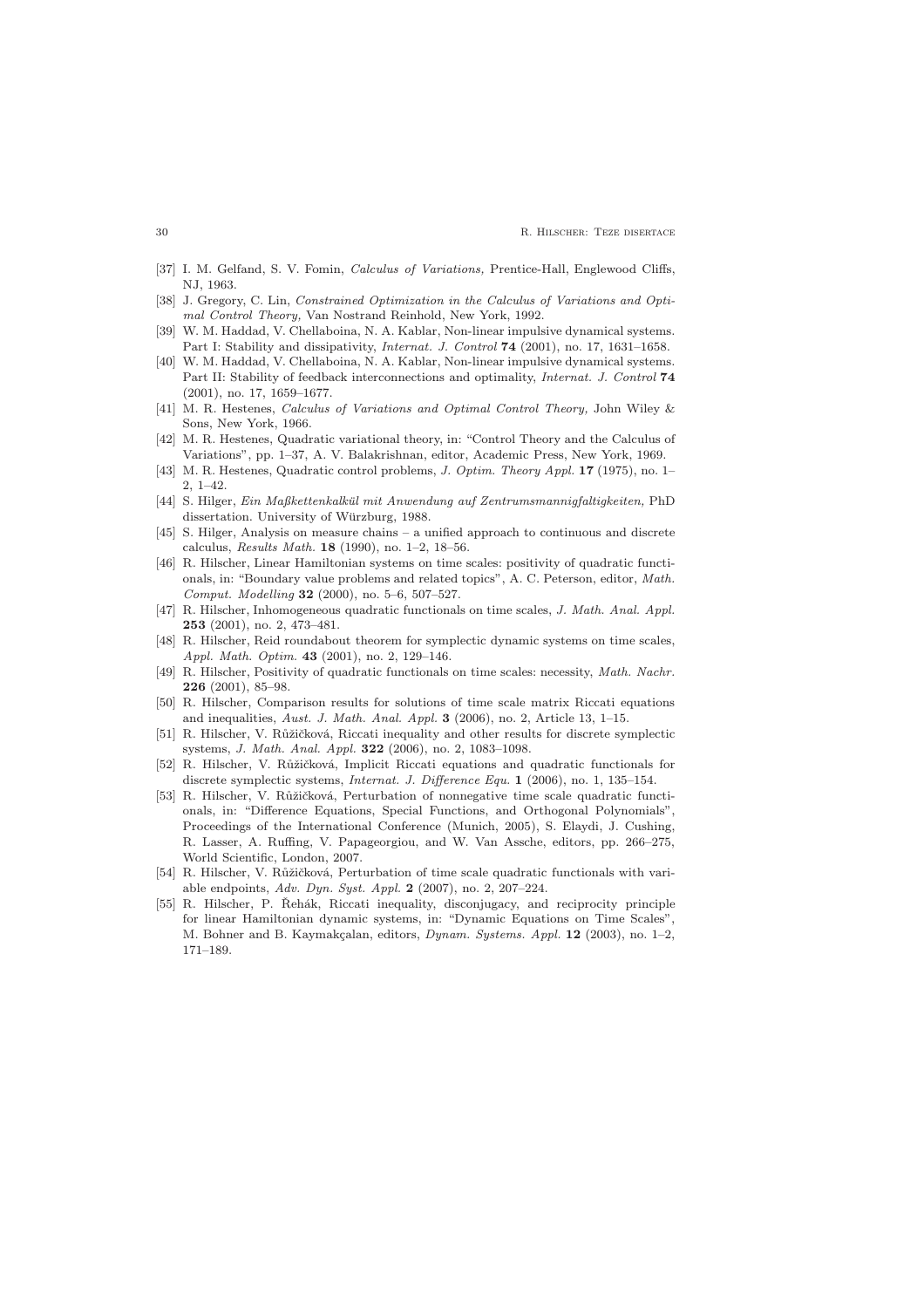[37] I. M. Gelfand, S. V. Fomin, *Calculus of Variations,* Prentice-Hall, Englewood Cliffs, NJ, 1963.

[38] J. Gregory, C. Lin, *Constrained Optimization in the Calculus of Variations and Optimal Control Theory,* Van Nostrand Reinhold, New York, 1992.

[39] W. M. Haddad, V. Chellaboina, N. A. Kablar, Non-linear impulsive dynamical systems. Part I: Stability and dissipativity, *Internat. J. Control* **74** (2001), no. 17, 1631–1658.

[40] W. M. Haddad, V. Chellaboina, N. A. Kablar, Non-linear impulsive dynamical systems. Part II: Stability of feedback interconnections and optimality, *Internat. J. Control* **74** (2001), no. 17, 1659–1677.

[41] M. R. Hestenes, *Calculus of Variations and Optimal Control Theory,* John Wiley & Sons, New York, 1966.

[42] M. R. Hestenes, Quadratic variational theory, in: "Control Theory and the Calculus of Variations", pp. 1–37, A. V. Balakrishnan, editor, Academic Press, New York, 1969.

[43] M. R. Hestenes, Quadratic control problems, *J. Optim. Theory Appl.* **17** (1975), no. 1–2, 1–42.

[44] S. Hilger, *Ein Maßkettenkalkül mit Anwendung auf Zentrumsmannigfaltigkeiten,* PhD dissertation. University of Würzburg, 1988.

[45] S. Hilger, Analysis on measure chains – a unified approach to continuous and discrete calculus, *Results Math.* **18** (1990), no. 1–2, 18–56.

[46] R. Hilscher, Linear Hamiltonian systems on time scales: positivity of quadratic functionals, in: "Boundary value problems and related topics", A. C. Peterson, editor, *Math. Comput. Modelling* **32** (2000), no. 5–6, 507–527.

[47] R. Hilscher, Inhomogeneous quadratic functionals on time scales, *J. Math. Anal. Appl.* **253** (2001), no. 2, 473–481.

[48] R. Hilscher, Reid roundabout theorem for symplectic dynamic systems on time scales, *Appl. Math. Optim.* **43** (2001), no. 2, 129–146.

[49] R. Hilscher, Positivity of quadratic functionals on time scales: necessity, *Math. Nachr.* **226** (2001), 85–98.

[50] R. Hilscher, Comparison results for solutions of time scale matrix Riccati equations and inequalities, *Aust. J. Math. Anal. Appl.* **3** (2006), no. 2, Article 13, 1–15.

[51] R. Hilscher, V. Růžičková, Riccati inequality and other results for discrete symplectic systems, *J. Math. Anal. Appl.* **322** (2006), no. 2, 1083–1098.

[52] R. Hilscher, V. Růžičková, Implicit Riccati equations and quadratic functionals for discrete symplectic systems, *Internat. J. Difference Equ.* **1** (2006), no. 1, 135–154.

[53] R. Hilscher, V. Růžičková, Perturbation of nonnegative time scale quadratic functionals, in: "Difference Equations, Special Functions, and Orthogonal Polynomials", Proceedings of the International Conference (Munich, 2005), S. Elaydi, J. Cushing, R. Lasser, A. Ruffing, V. Papageorgiou, and W. Van Assche, editors, pp. 266–275, World Scientific, London, 2007.

[54] R. Hilscher, V. Růžičková, Perturbation of time scale quadratic functionals with variable endpoints, *Adv. Dyn. Syst. Appl.* **2** (2007), no. 2, 207–224.

[55] R. Hilscher, P. Řehák, Riccati inequality, disconjugacy, and reciprocity principle for linear Hamiltonian dynamic systems, in: "Dynamic Equations on Time Scales", M. Bohner and B. Kaymakçalan, editors, *Dynam. Systems. Appl.* **12** (2003), no. 1–2, 171–189.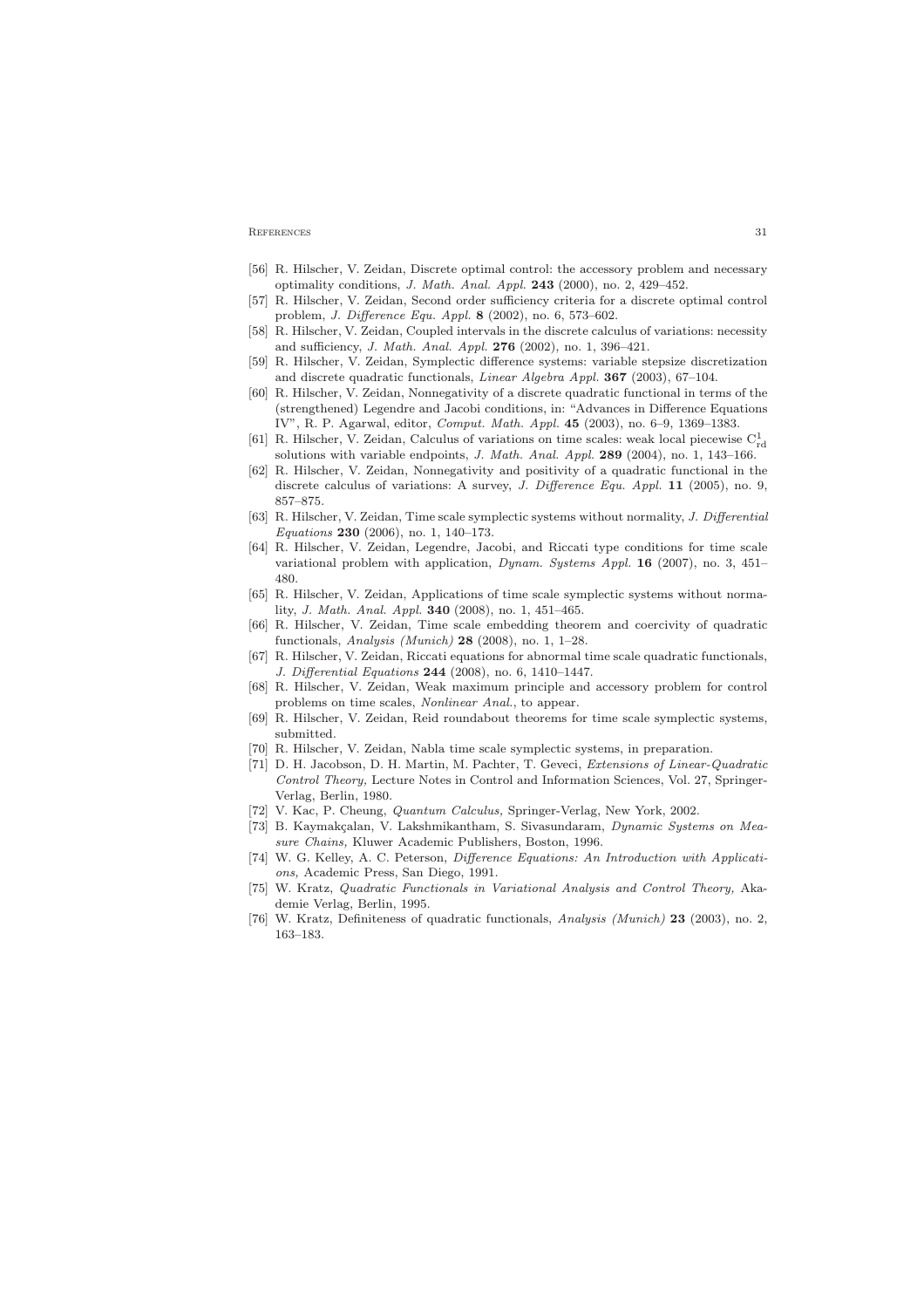[56] R. Hilscher, V. Zeidan, Discrete optimal control: the accessory problem and necessary optimality conditions, *J. Math. Anal. Appl.* **243** (2000), no. 2, 429–452.

[57] R. Hilscher, V. Zeidan, Second order sufficiency criteria for a discrete optimal control problem, *J. Difference Equ. Appl.* **8** (2002), no. 6, 573–602.

[58] R. Hilscher, V. Zeidan, Coupled intervals in the discrete calculus of variations: necessity and sufficiency, *J. Math. Anal. Appl.* **276** (2002), no. 1, 396–421.

[59] R. Hilscher, V. Zeidan, Symplectic difference systems: variable stepsize discretization and discrete quadratic functionals, *Linear Algebra Appl.* **367** (2003), 67–104.

[60] R. Hilscher, V. Zeidan, Nonnegativity of a discrete quadratic functional in terms of the (strengthened) Legendre and Jacobi conditions, in: "Advances in Difference Equations IV", R. P. Agarwal, editor, *Comput. Math. Appl.* **45** (2003), no. 6–9, 1369–1383.

[61] R. Hilscher, V. Zeidan, Calculus of variations on time scales: weak local piecewise $C^1_{\mathrm{rd}}$ solutions with variable endpoints, *J. Math. Anal. Appl.* **289** (2004), no. 1, 143–166.

[62] R. Hilscher, V. Zeidan, Nonnegativity and positivity of a quadratic functional in the discrete calculus of variations: A survey, *J. Difference Equ. Appl.* **11** (2005), no. 9, 857–875.

[63] R. Hilscher, V. Zeidan, Time scale symplectic systems without normality, *J. Differential Equations* **230** (2006), no. 1, 140–173.

[64] R. Hilscher, V. Zeidan, Legendre, Jacobi, and Riccati type conditions for time scale variational problem with application, *Dynam. Systems Appl.* **16** (2007), no. 3, 451–480.

[65] R. Hilscher, V. Zeidan, Applications of time scale symplectic systems without normality, *J. Math. Anal. Appl.* **340** (2008), no. 1, 451–465.

[66] R. Hilscher, V. Zeidan, Time scale embedding theorem and coercivity of quadratic functionals, *Analysis (Munich)* **28** (2008), no. 1, 1–28.

[67] R. Hilscher, V. Zeidan, Riccati equations for abnormal time scale quadratic functionals, *J. Differential Equations* **244** (2008), no. 6, 1410–1447.

[68] R. Hilscher, V. Zeidan, Weak maximum principle and accessory problem for control problems on time scales, *Nonlinear Anal.*, to appear.

[69] R. Hilscher, V. Zeidan, Reid roundabout theorems for time scale symplectic systems, submitted.

[70] R. Hilscher, V. Zeidan, Nabla time scale symplectic systems, in preparation.

[71] D. H. Jacobson, D. H. Martin, M. Pachter, T. Geveci, *Extensions of Linear-Quadratic Control Theory,* Lecture Notes in Control and Information Sciences, Vol. 27, Springer-Verlag, Berlin, 1980.

[72] V. Kac, P. Cheung, *Quantum Calculus,* Springer-Verlag, New York, 2002.

[73] B. Kaymakçalan, V. Lakshmikantham, S. Sivasundaram, *Dynamic Systems on Measure Chains,* Kluwer Academic Publishers, Boston, 1996.

[74] W. G. Kelley, A. C. Peterson, *Difference Equations: An Introduction with Applications,* Academic Press, San Diego, 1991.

[75] W. Kratz, *Quadratic Functionals in Variational Analysis and Control Theory,* Akademie Verlag, Berlin, 1995.

[76] W. Kratz, Definiteness of quadratic functionals, *Analysis (Munich)* **23** (2003), no. 2, 163–183.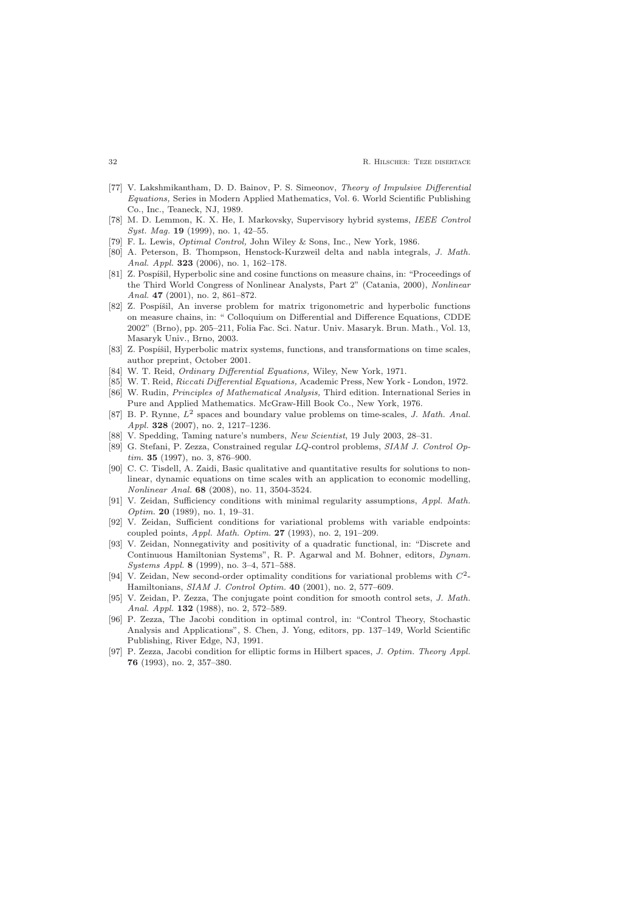[77] V. Lakshmikantham, D. D. Bainov, P. S. Simeonov, *Theory of Impulsive Differential Equations,* Series in Modern Applied Mathematics, Vol. 6. World Scientific Publishing Co., Inc., Teaneck, NJ, 1989.

[78] M. D. Lemmon, K. X. He, I. Markovsky, Supervisory hybrid systems, *IEEE Control Syst. Mag.* **19** (1999), no. 1, 42–55.

[79] F. L. Lewis, *Optimal Control,* John Wiley & Sons, Inc., New York, 1986.

[80] A. Peterson, B. Thompson, Henstock-Kurzweil delta and nabla integrals, *J. Math. Anal. Appl.* **323** (2006), no. 1, 162–178.

[81] Z. Pospíšil, Hyperbolic sine and cosine functions on measure chains, in: "Proceedings of the Third World Congress of Nonlinear Analysts, Part 2" (Catania, 2000), *Nonlinear Anal.* **47** (2001), no. 2, 861–872.

[82] Z. Pospíšil, An inverse problem for matrix trigonometric and hyperbolic functions on measure chains, in: " Colloquium on Differential and Difference Equations, CDDE 2002" (Brno), pp. 205–211, Folia Fac. Sci. Natur. Univ. Masaryk. Brun. Math., Vol. 13, Masaryk Univ., Brno, 2003.

[83] Z. Pospíšil, Hyperbolic matrix systems, functions, and transformations on time scales, author preprint, October 2001.

[84] W. T. Reid, *Ordinary Differential Equations,* Wiley, New York, 1971.

[85] W. T. Reid, *Riccati Differential Equations,* Academic Press, New York - London, 1972.

[86] W. Rudin, *Principles of Mathematical Analysis,* Third edition. International Series in Pure and Applied Mathematics. McGraw-Hill Book Co., New York, 1976.

[87] B. P. Rynne, $L^2$ spaces and boundary value problems on time-scales, *J. Math. Anal. Appl.* **328** (2007), no. 2, 1217–1236.

[88] V. Spedding, Taming nature's numbers, *New Scientist*, 19 July 2003, 28–31.

[89] G. Stefani, P. Zezza, Constrained regular *LQ*-control problems, *SIAM J. Control Optim.* **35** (1997), no. 3, 876–900.

[90] C. C. Tisdell, A. Zaidi, Basic qualitative and quantitative results for solutions to nonlinear, dynamic equations on time scales with an application to economic modelling, *Nonlinear Anal.* **68** (2008), no. 11, 3504-3524.

[91] V. Zeidan, Sufficiency conditions with minimal regularity assumptions, *Appl. Math. Optim.* **20** (1989), no. 1, 19–31.

[92] V. Zeidan, Sufficient conditions for variational problems with variable endpoints: coupled points, *Appl. Math. Optim.* **27** (1993), no. 2, 191–209.

[93] V. Zeidan, Nonnegativity and positivity of a quadratic functional, in: "Discrete and Continuous Hamiltonian Systems", R. P. Agarwal and M. Bohner, editors, *Dynam. Systems Appl.* **8** (1999), no. 3–4, 571–588.

[94] V. Zeidan, New second-order optimality conditions for variational problems with $C^2$-Hamiltonians, *SIAM J. Control Optim.* **40** (2001), no. 2, 577–609.

[95] V. Zeidan, P. Zezza, The conjugate point condition for smooth control sets, *J. Math. Anal. Appl.* **132** (1988), no. 2, 572–589.

[96] P. Zezza, The Jacobi condition in optimal control, in: "Control Theory, Stochastic Analysis and Applications", S. Chen, J. Yong, editors, pp. 137–149, World Scientific Publishing, River Edge, NJ, 1991.

[97] P. Zezza, Jacobi condition for elliptic forms in Hilbert spaces, *J. Optim. Theory Appl.* **76** (1993), no. 2, 357–380.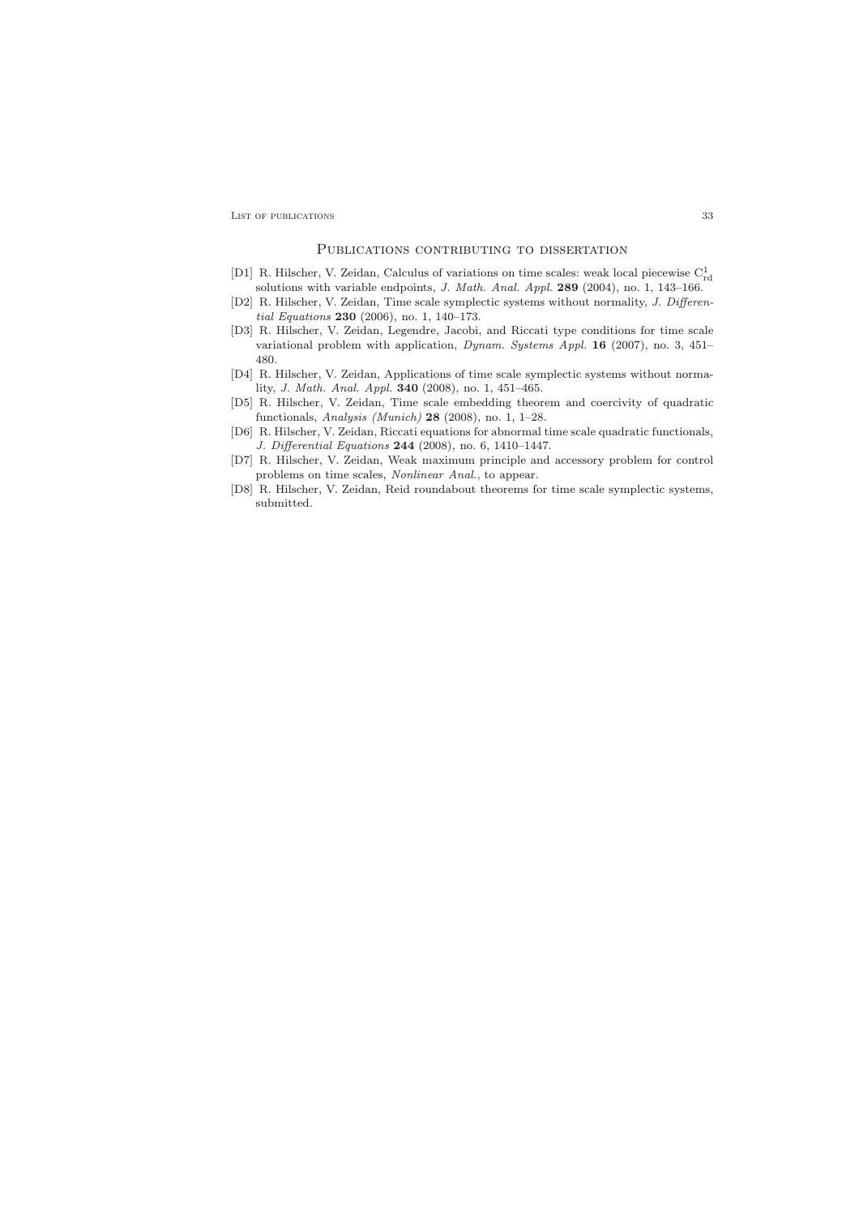## Publications contributing to dissertation

[D1] R. Hilscher, V. Zeidan, Calculus of variations on time scales: weak local piecewise $C^1_{rd}$ solutions with variable endpoints, *J. Math. Anal. Appl.* **289** (2004), no. 1, 143–166.

[D2] R. Hilscher, V. Zeidan, Time scale symplectic systems without normality, *J. Differential Equations* **230** (2006), no. 1, 140–173.

[D3] R. Hilscher, V. Zeidan, Legendre, Jacobi, and Riccati type conditions for time scale variational problem with application, *Dynam. Systems Appl.* **16** (2007), no. 3, 451–480.

[D4] R. Hilscher, V. Zeidan, Applications of time scale symplectic systems without normality, *J. Math. Anal. Appl.* **340** (2008), no. 1, 451–465.

[D5] R. Hilscher, V. Zeidan, Time scale embedding theorem and coercivity of quadratic functionals, *Analysis (Munich)* **28** (2008), no. 1, 1–28.

[D6] R. Hilscher, V. Zeidan, Riccati equations for abnormal time scale quadratic functionals, *J. Differential Equations* **244** (2008), no. 6, 1410–1447.

[D7] R. Hilscher, V. Zeidan, Weak maximum principle and accessory problem for control problems on time scales, *Nonlinear Anal.*, to appear.

[D8] R. Hilscher, V. Zeidan, Reid roundabout theorems for time scale symplectic systems, submitted.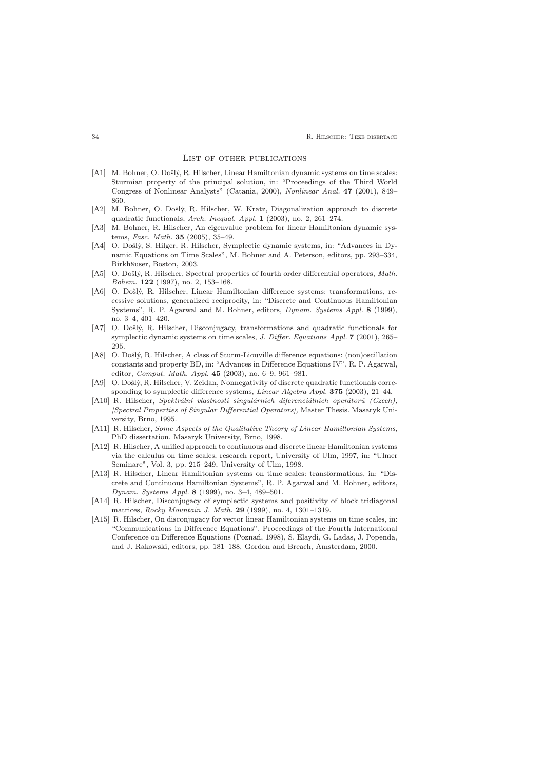## List of other publications

- [A1] M. Bohner, O. Došlý, R. Hilscher, Linear Hamiltonian dynamic systems on time scales: Sturmian property of the principal solution, in: "Proceedings of the Third World Congress of Nonlinear Analysts" (Catania, 2000), *Nonlinear Anal.* **47** (2001), 849–860.
- [A2] M. Bohner, O. Došlý, R. Hilscher, W. Kratz, Diagonalization approach to discrete quadratic functionals, *Arch. Inequal. Appl.* **1** (2003), no. 2, 261–274.
- [A3] M. Bohner, R. Hilscher, An eigenvalue problem for linear Hamiltonian dynamic systems, *Fasc. Math.* **35** (2005), 35–49.
- [A4] O. Došlý, S. Hilger, R. Hilscher, Symplectic dynamic systems, in: "Advances in Dynamic Equations on Time Scales", M. Bohner and A. Peterson, editors, pp. 293–334, Birkhäuser, Boston, 2003.
- [A5] O. Došlý, R. Hilscher, Spectral properties of fourth order differential operators, *Math. Bohem.* **122** (1997), no. 2, 153–168.
- [A6] O. Došlý, R. Hilscher, Linear Hamiltonian difference systems: transformations, recessive solutions, generalized reciprocity, in: "Discrete and Continuous Hamiltonian Systems", R. P. Agarwal and M. Bohner, editors, *Dynam. Systems Appl.* **8** (1999), no. 3–4, 401–420.
- [A7] O. Došlý, R. Hilscher, Disconjugacy, transformations and quadratic functionals for symplectic dynamic systems on time scales, *J. Differ. Equations Appl.* **7** (2001), 265–295.
- [A8] O. Došlý, R. Hilscher, A class of Sturm-Liouville difference equations: (non)oscillation constants and property BD, in: "Advances in Difference Equations IV", R. P. Agarwal, editor, *Comput. Math. Appl.* **45** (2003), no. 6–9, 961–981.
- [A9] O. Došlý, R. Hilscher, V. Zeidan, Nonnegativity of discrete quadratic functionals corresponding to symplectic difference systems, *Linear Algebra Appl.* **375** (2003), 21–44.
- [A10] R. Hilscher, *Spektrální vlastnosti singulárních diferenciálních operátorů (Czech), [Spectral Properties of Singular Differential Operators],* Master Thesis. Masaryk University, Brno, 1995.
- [A11] R. Hilscher, *Some Aspects of the Qualitative Theory of Linear Hamiltonian Systems,* PhD dissertation. Masaryk University, Brno, 1998.
- [A12] R. Hilscher, A unified approach to continuous and discrete linear Hamiltonian systems via the calculus on time scales, research report, University of Ulm, 1997, in: "Ulmer Seminare", Vol. 3, pp. 215–249, University of Ulm, 1998.
- [A13] R. Hilscher, Linear Hamiltonian systems on time scales: transformations, in: "Discrete and Continuous Hamiltonian Systems", R. P. Agarwal and M. Bohner, editors, *Dynam. Systems Appl.* **8** (1999), no. 3–4, 489–501.
- [A14] R. Hilscher, Disconjugacy of symplectic systems and positivity of block tridiagonal matrices, *Rocky Mountain J. Math.* **29** (1999), no. 4, 1301–1319.
- [A15] R. Hilscher, On disconjugacy for vector linear Hamiltonian systems on time scales, in: "Communications in Difference Equations", Proceedings of the Fourth International Conference on Difference Equations (Poznań, 1998), S. Elaydi, G. Ladas, J. Popenda, and J. Rakowski, editors, pp. 181–188, Gordon and Breach, Amsterdam, 2000.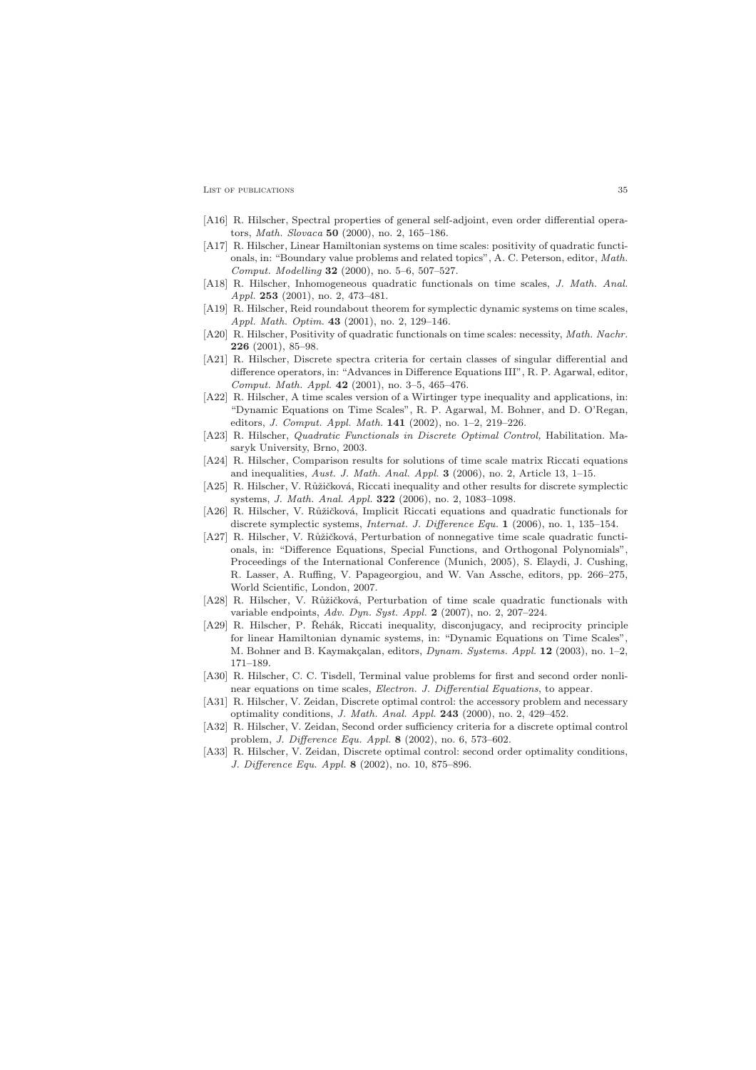[A16] R. Hilscher, Spectral properties of general self-adjoint, even order differential operators, *Math. Slovaca* **50** (2000), no. 2, 165–186.

[A17] R. Hilscher, Linear Hamiltonian systems on time scales: positivity of quadratic functionals, in: "Boundary value problems and related topics", A. C. Peterson, editor, *Math. Comput. Modelling* **32** (2000), no. 5–6, 507–527.

[A18] R. Hilscher, Inhomogeneous quadratic functionals on time scales, *J. Math. Anal. Appl.* **253** (2001), no. 2, 473–481.

[A19] R. Hilscher, Reid roundabout theorem for symplectic dynamic systems on time scales, *Appl. Math. Optim.* **43** (2001), no. 2, 129–146.

[A20] R. Hilscher, Positivity of quadratic functionals on time scales: necessity, *Math. Nachr.* **226** (2001), 85–98.

[A21] R. Hilscher, Discrete spectra criteria for certain classes of singular differential and difference operators, in: "Advances in Difference Equations III", R. P. Agarwal, editor, *Comput. Math. Appl.* **42** (2001), no. 3–5, 465–476.

[A22] R. Hilscher, A time scales version of a Wirtinger type inequality and applications, in: "Dynamic Equations on Time Scales", R. P. Agarwal, M. Bohner, and D. O'Regan, editors, *J. Comput. Appl. Math.* **141** (2002), no. 1–2, 219–226.

[A23] R. Hilscher, *Quadratic Functionals in Discrete Optimal Control,* Habilitation. Masaryk University, Brno, 2003.

[A24] R. Hilscher, Comparison results for solutions of time scale matrix Riccati equations and inequalities, *Aust. J. Math. Anal. Appl.* **3** (2006), no. 2, Article 13, 1–15.

[A25] R. Hilscher, V. Růžičková, Riccati inequality and other results for discrete symplectic systems, *J. Math. Anal. Appl.* **322** (2006), no. 2, 1083–1098.

[A26] R. Hilscher, V. Růžičková, Implicit Riccati equations and quadratic functionals for discrete symplectic systems, *Internat. J. Difference Equ.* **1** (2006), no. 1, 135–154.

[A27] R. Hilscher, V. Růžičková, Perturbation of nonnegative time scale quadratic functionals, in: "Difference Equations, Special Functions, and Orthogonal Polynomials", Proceedings of the International Conference (Munich, 2005), S. Elaydi, J. Cushing, R. Lasser, A. Ruffing, V. Papageorgiou, and W. Van Assche, editors, pp. 266–275, World Scientific, London, 2007.

[A28] R. Hilscher, V. Růžičková, Perturbation of time scale quadratic functionals with variable endpoints, *Adv. Dyn. Syst. Appl.* **2** (2007), no. 2, 207–224.

[A29] R. Hilscher, P. Řehák, Riccati inequality, disconjugacy, and reciprocity principle for linear Hamiltonian dynamic systems, in: "Dynamic Equations on Time Scales", M. Bohner and B. Kaymakçalan, editors, *Dynam. Systems. Appl.* **12** (2003), no. 1–2, 171–189.

[A30] R. Hilscher, C. C. Tisdell, Terminal value problems for first and second order nonlinear equations on time scales, *Electron. J. Differential Equations*, to appear.

[A31] R. Hilscher, V. Zeidan, Discrete optimal control: the accessory problem and necessary optimality conditions, *J. Math. Anal. Appl.* **243** (2000), no. 2, 429–452.

[A32] R. Hilscher, V. Zeidan, Second order sufficiency criteria for a discrete optimal control problem, *J. Difference Equ. Appl.* **8** (2002), no. 6, 573–602.

[A33] R. Hilscher, V. Zeidan, Discrete optimal control: second order optimality conditions, *J. Difference Equ. Appl.* **8** (2002), no. 10, 875–896.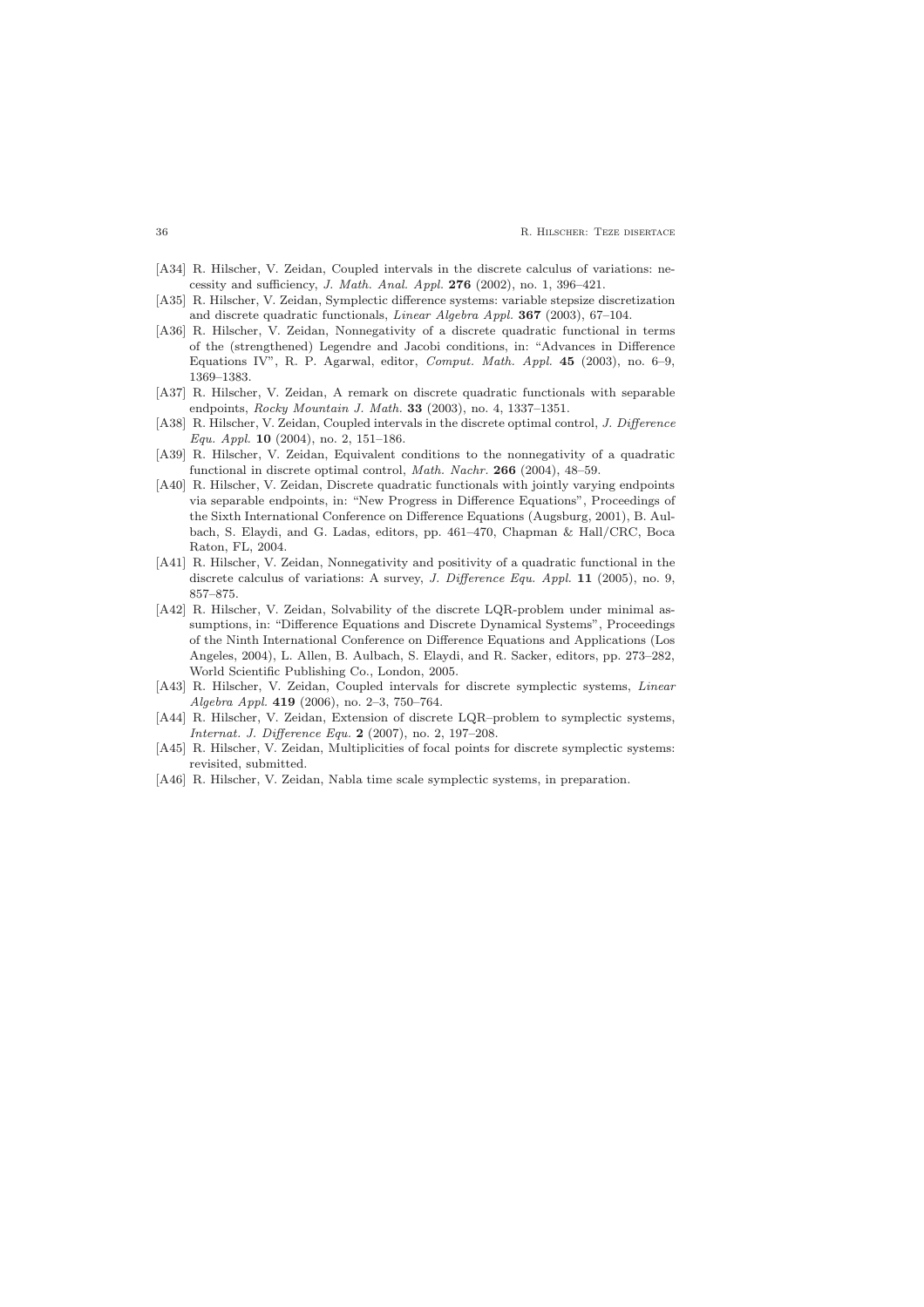- [A34] R. Hilscher, V. Zeidan, Coupled intervals in the discrete calculus of variations: necessity and sufficiency, *J. Math. Anal. Appl.* **276** (2002), no. 1, 396–421.
- [A35] R. Hilscher, V. Zeidan, Symplectic difference systems: variable stepsize discretization and discrete quadratic functionals, *Linear Algebra Appl.* **367** (2003), 67–104.
- [A36] R. Hilscher, V. Zeidan, Nonnegativity of a discrete quadratic functional in terms of the (strengthened) Legendre and Jacobi conditions, in: "Advances in Difference Equations IV", R. P. Agarwal, editor, *Comput. Math. Appl.* **45** (2003), no. 6–9, 1369–1383.
- [A37] R. Hilscher, V. Zeidan, A remark on discrete quadratic functionals with separable endpoints, *Rocky Mountain J. Math.* **33** (2003), no. 4, 1337–1351.
- [A38] R. Hilscher, V. Zeidan, Coupled intervals in the discrete optimal control, *J. Difference Equ. Appl.* **10** (2004), no. 2, 151–186.
- [A39] R. Hilscher, V. Zeidan, Equivalent conditions to the nonnegativity of a quadratic functional in discrete optimal control, *Math. Nachr.* **266** (2004), 48–59.
- [A40] R. Hilscher, V. Zeidan, Discrete quadratic functionals with jointly varying endpoints via separable endpoints, in: "New Progress in Difference Equations", Proceedings of the Sixth International Conference on Difference Equations (Augsburg, 2001), B. Aulbach, S. Elaydi, and G. Ladas, editors, pp. 461–470, Chapman & Hall/CRC, Boca Raton, FL, 2004.
- [A41] R. Hilscher, V. Zeidan, Nonnegativity and positivity of a quadratic functional in the discrete calculus of variations: A survey, *J. Difference Equ. Appl.* **11** (2005), no. 9, 857–875.
- [A42] R. Hilscher, V. Zeidan, Solvability of the discrete LQR-problem under minimal assumptions, in: "Difference Equations and Discrete Dynamical Systems", Proceedings of the Ninth International Conference on Difference Equations and Applications (Los Angeles, 2004), L. Allen, B. Aulbach, S. Elaydi, and R. Sacker, editors, pp. 273–282, World Scientific Publishing Co., London, 2005.
- [A43] R. Hilscher, V. Zeidan, Coupled intervals for discrete symplectic systems, *Linear Algebra Appl.* **419** (2006), no. 2–3, 750–764.
- [A44] R. Hilscher, V. Zeidan, Extension of discrete LQR–problem to symplectic systems, *Internat. J. Difference Equ.* **2** (2007), no. 2, 197–208.
- [A45] R. Hilscher, V. Zeidan, Multiplicities of focal points for discrete symplectic systems: revisited, submitted.
- [A46] R. Hilscher, V. Zeidan, Nabla time scale symplectic systems, in preparation.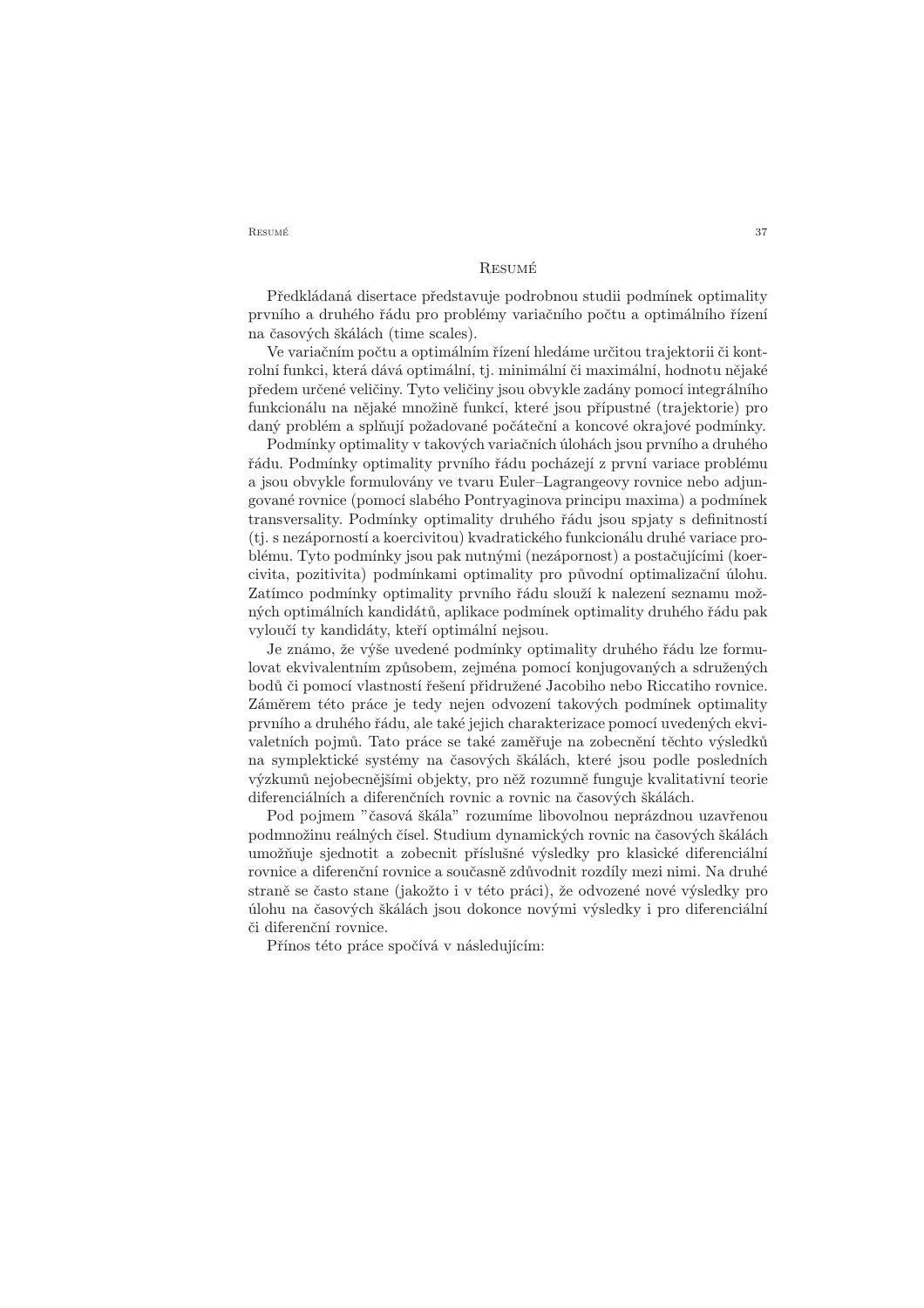# Resumé

Předkládaná disertace představuje podrobnou studii podmínek optimality prvního a druhého řádu pro problémy variačního počtu a optimálního řízení na časových škálách (time scales).

Ve variačním počtu a optimálním řízení hledáme určitou trajektorii či kontrolní funkci, která dává optimální, tj. minimální či maximální, hodnotu nějaké předem určené veličiny. Tyto veličiny jsou obvykle zadány pomocí integrálního funkcionálu na nějaké množině funkcí, které jsou přípustné (trajektorie) pro daný problém a splňují požadované počáteční a koncové okrajové podmínky.

Podmínky optimality v takových variačních úlohách jsou prvního a druhého řádu. Podmínky optimality prvního řádu pocházejí z první variace problému a jsou obvykle formulovány ve tvaru Euler–Lagrangeovy rovnice nebo adjungované rovnice (pomocí slabého Pontryaginova principu maxima) a podmínek transversality. Podmínky optimality druhého řádu jsou spjaty s definitností (tj. s nezáporností a koercivitou) kvadratického funkcionálu druhé variace problému. Tyto podmínky jsou pak nutnými (nezápornost) a postačujícími (koercivita, pozitivita) podmínkami optimality pro původní optimalizační úlohu. Zatímco podmínky optimality prvního řádu slouží k nalezení seznamu možných optimálních kandidátů, aplikace podmínek optimality druhého řádu pak vyloučí ty kandidáty, kteří optimální nejsou.

Je známo, že výše uvedené podmínky optimality druhého řádu lze formulovat ekvivalentním způsobem, zejména pomocí konjugovaných a sdružených bodů či pomocí vlastností řešení přidružené Jacobiho nebo Riccatiho rovnice. Záměrem této práce je tedy nejen odvození takových podmínek optimality prvního a druhého řádu, ale také jejich charakterizace pomocí uvedených ekvivaletních pojmů. Tato práce se také zaměřuje na zobecnění těchto výsledků na symplektické systémy na časových škálách, které jsou podle posledních výzkumů nejobecnějšími objekty, pro něž rozumně funguje kvalitativní teorie diferenciálních a diferenčních rovnic a rovnic na časových škálách.

Pod pojmem "časová škála" rozumíme libovolnou neprázdnou uzavřenou podmnožinu reálných čísel. Studium dynamických rovnic na časových škálách umožňuje sjednotit a zobecnit příslušné výsledky pro klasické diferenciální rovnice a diferenční rovnice a současně zdůvodnit rozdíly mezi nimi. Na druhé straně se často stane (jakožto i v této práci), že odvozené nové výsledky pro úlohu na časových škálách jsou dokonce novými výsledky i pro diferenciální či diferenční rovnice.

Přínos této práce spočívá v následujícím: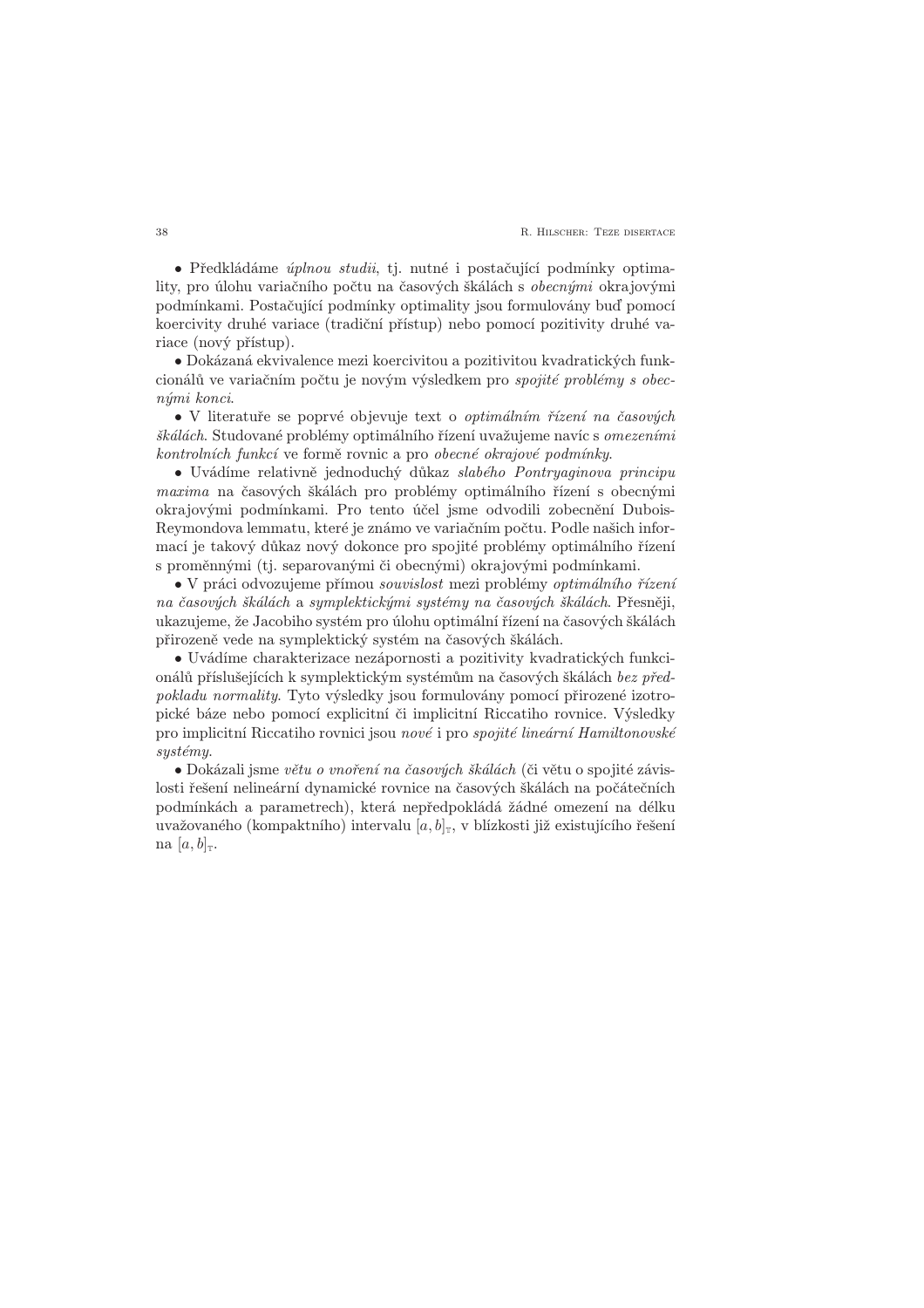- Předkládáme *úplnou studii*, tj. nutné i postačující podmínky optimality, pro úlohu variačního počtu na časových škálách s *obecnými* okrajovými podmínkami. Postačující podmínky optimality jsou formulovány buď pomocí koercivity druhé variace (tradiční přístup) nebo pomocí pozitivity druhé variace (nový přístup).

- Dokázaná ekvivalence mezi koercivitou a pozitivitou kvadratických funkcionálů ve variačním počtu je novým výsledkem pro *spojité problémy s obecnými konci*.

- V literatuře se poprvé objevuje text o *optimálním řízení na časových škálách*. Studované problémy optimálního řízení uvažujeme navíc s *omezeními kontrolních funkcí* ve formě rovnic a pro *obecné okrajové podmínky*.

- Uvádíme relativně jednoduchý důkaz *slabého Pontryaginova principu maxima* na časových škálách pro problémy optimálního řízení s obecnými okrajovými podmínkami. Pro tento účel jsme odvodili zobecnění Dubois-Reymondova lemmatu, které je známo ve variačním počtu. Podle našich informací je takový důkaz nový dokonce pro spojité problémy optimálního řízení s proměnnými (tj. separovanými či obecnými) okrajovými podmínkami.

- V práci odvozujeme přímou *souvislost* mezi problémy *optimálního řízení na časových škálách* a *symplektickými systémy na časových škálách*. Přesněji, ukazujeme, že Jacobiho systém pro úlohu optimální řízení na časových škálách přirozeně vede na symplektický systém na časových škálách.

- Uvádíme charakterizace nezápornosti a pozitivity kvadratických funkcionálů příslušejících k symplektickým systémům na časových škálách *bez předpokladu normality*. Tyto výsledky jsou formulovány pomocí přirozené izotropické báze nebo pomocí explicitní či implicitní Riccatiho rovnice. Výsledky pro implicitní Riccatiho rovnici jsou *nové* i pro *spojité lineární Hamiltonovské systémy*.

- Dokázali jsme *větu o vnoření na časových škálách* (či větu o spojité závislosti řešení nelineární dynamické rovnice na časových škálách na počátečních podmínkách a parametrech), která nepředpokládá žádné omezení na délku uvažovaného (kompaktního) intervalu $[a,b]_{\mathbb{T}}$, v blízkosti již existujícího řešení na $[a,b]_{\mathbb{T}}$.